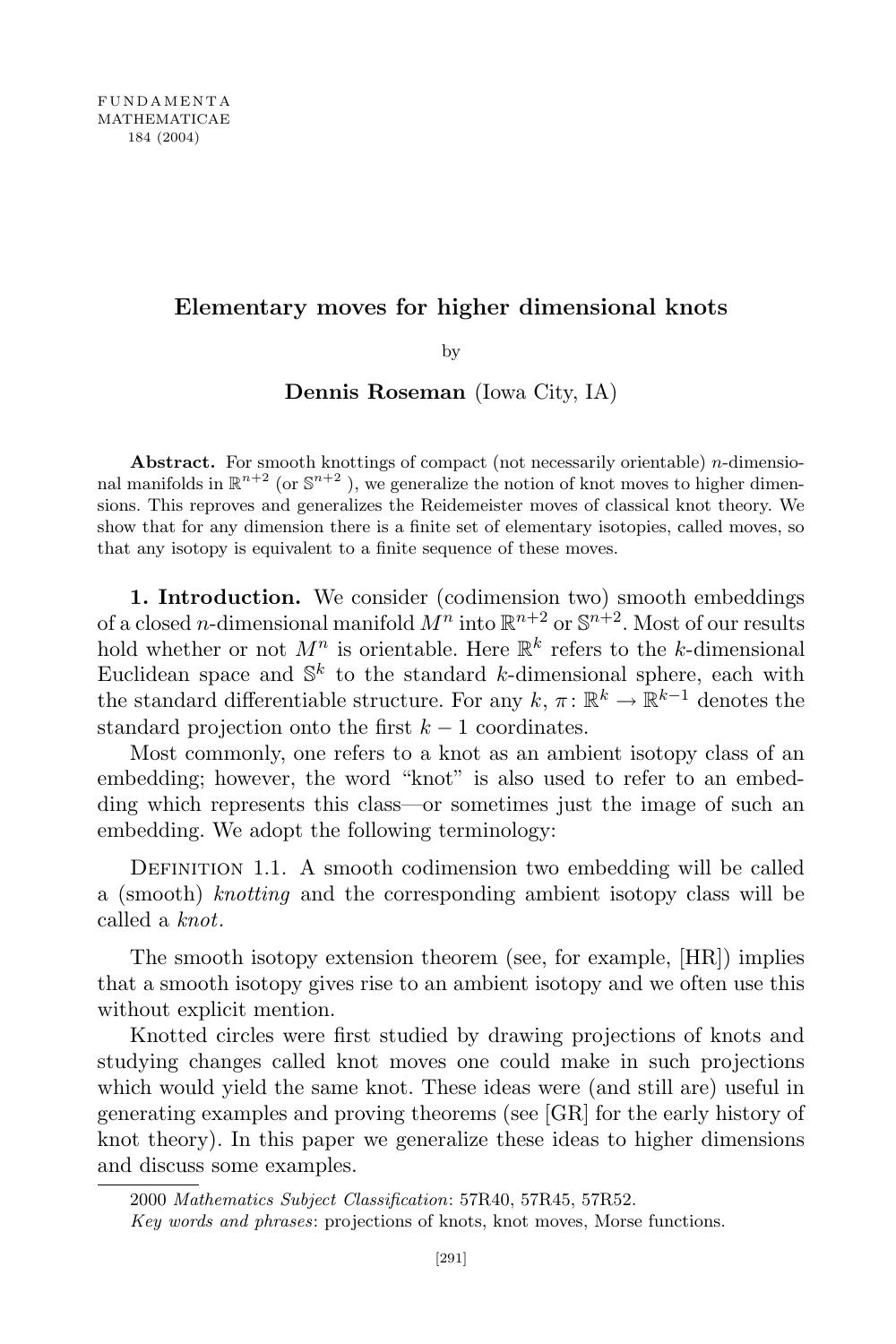# Elementary moves for higher dimensional knots

by

**Dennis Roseman** (Iowa City, IA)

**Abstract.** For smooth knottings of compact (not necessarily orientable) $n$-dimensional manifolds in $\mathbb{R}^{n+2}$ (or $\mathbb{S}^{n+2}$ ), we generalize the notion of knot moves to higher dimensions. This reproves and generalizes the Reidemeister moves of classical knot theory. We show that for any dimension there is a finite set of elementary isotopies, called moves, so that any isotopy is equivalent to a finite sequence of these moves.

**1. Introduction.** We consider (codimension two) smooth embeddings of a closed $n$-dimensional manifold $M^n$ into $\mathbb{R}^{n+2}$ or $\mathbb{S}^{n+2}$. Most of our results hold whether or not $M^n$ is orientable. Here $\mathbb{R}^k$ refers to the $k$-dimensional Euclidean space and $\mathbb{S}^k$ to the standard $k$-dimensional sphere, each with the standard differentiable structure. For any $k$, $\pi\colon \mathbb{R}^k \to \mathbb{R}^{k-1}$ denotes the standard projection onto the first $k-1$ coordinates.

Most commonly, one refers to a knot as an ambient isotopy class of an embedding; however, the word "knot" is also used to refer to an embedding which represents this class—or sometimes just the image of such an embedding. We adopt the following terminology:

Definition 1.1. A smooth codimension two embedding will be called a (smooth) *knotting* and the corresponding ambient isotopy class will be called a *knot*.

The smooth isotopy extension theorem (see, for example, [HR]) implies that a smooth isotopy gives rise to an ambient isotopy and we often use this without explicit mention.

Knotted circles were first studied by drawing projections of knots and studying changes called knot moves one could make in such projections which would yield the same knot. These ideas were (and still are) useful in generating examples and proving theorems (see [GR] for the early history of knot theory). In this paper we generalize these ideas to higher dimensions and discuss some examples.

2000 *Mathematics Subject Classification*: 57R40, 57R45, 57R52.

*Key words and phrases*: projections of knots, knot moves, Morse functions.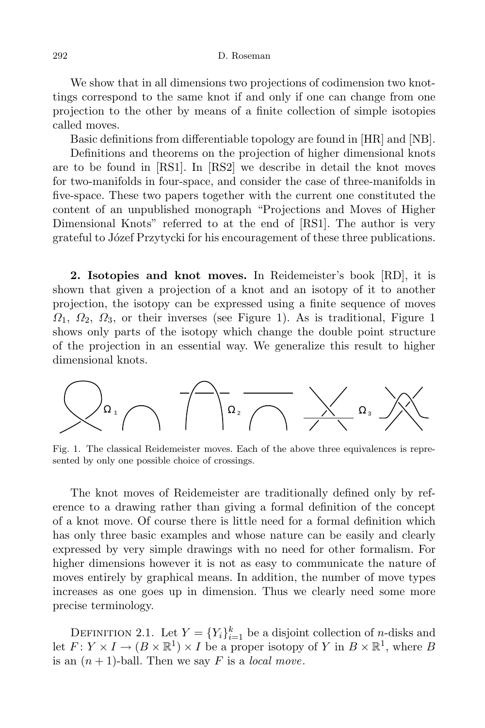We show that in all dimensions two projections of codimension two knottings correspond to the same knot if and only if one can change from one projection to the other by means of a finite collection of simple isotopies called moves.

Basic definitions from differentiable topology are found in [HR] and [NB].

Definitions and theorems on the projection of higher dimensional knots are to be found in [RS1]. In [RS2] we describe in detail the knot moves for two-manifolds in four-space, and consider the case of three-manifolds in five-space. These two papers together with the current one constituted the content of an unpublished monograph "Projections and Moves of Higher Dimensional Knots" referred to at the end of [RS1]. The author is very grateful to Józef Przytycki for his encouragement of these three publications.

## 2. Isotopies and knot moves.

In Reidemeister's book [RD], it is shown that given a projection of a knot and an isotopy of it to another projection, the isotopy can be expressed using a finite sequence of moves $\Omega_1$, $\Omega_2$, $\Omega_3$, or their inverses (see Figure 1). As is traditional, Figure 1 shows only parts of the isotopy which change the double point structure of the projection in an essential way. We generalize this result to higher dimensional knots.

Fig. 1. The classical Reidemeister moves. Each of the above three equivalences is represented by only one possible choice of crossings.

The knot moves of Reidemeister are traditionally defined only by reference to a drawing rather than giving a formal definition of the concept of a knot move. Of course there is little need for a formal definition which has only three basic examples and whose nature can be easily and clearly expressed by very simple drawings with no need for other formalism. For higher dimensions however it is not as easy to communicate the nature of moves entirely by graphical means. In addition, the number of move types increases as one goes up in dimension. Thus we clearly need some more precise terminology.

Definition 2.1. Let $Y = \{Y_i\}_{i=1}^{k}$ be a disjoint collection of $n$-disks and let $F\colon Y \times I \to (B \times \mathbb{R}^1) \times I$ be a proper isotopy of $Y$ in $B \times \mathbb{R}^1$, where $B$ is an $(n+1)$-ball. Then we say $F$ is a *local move*.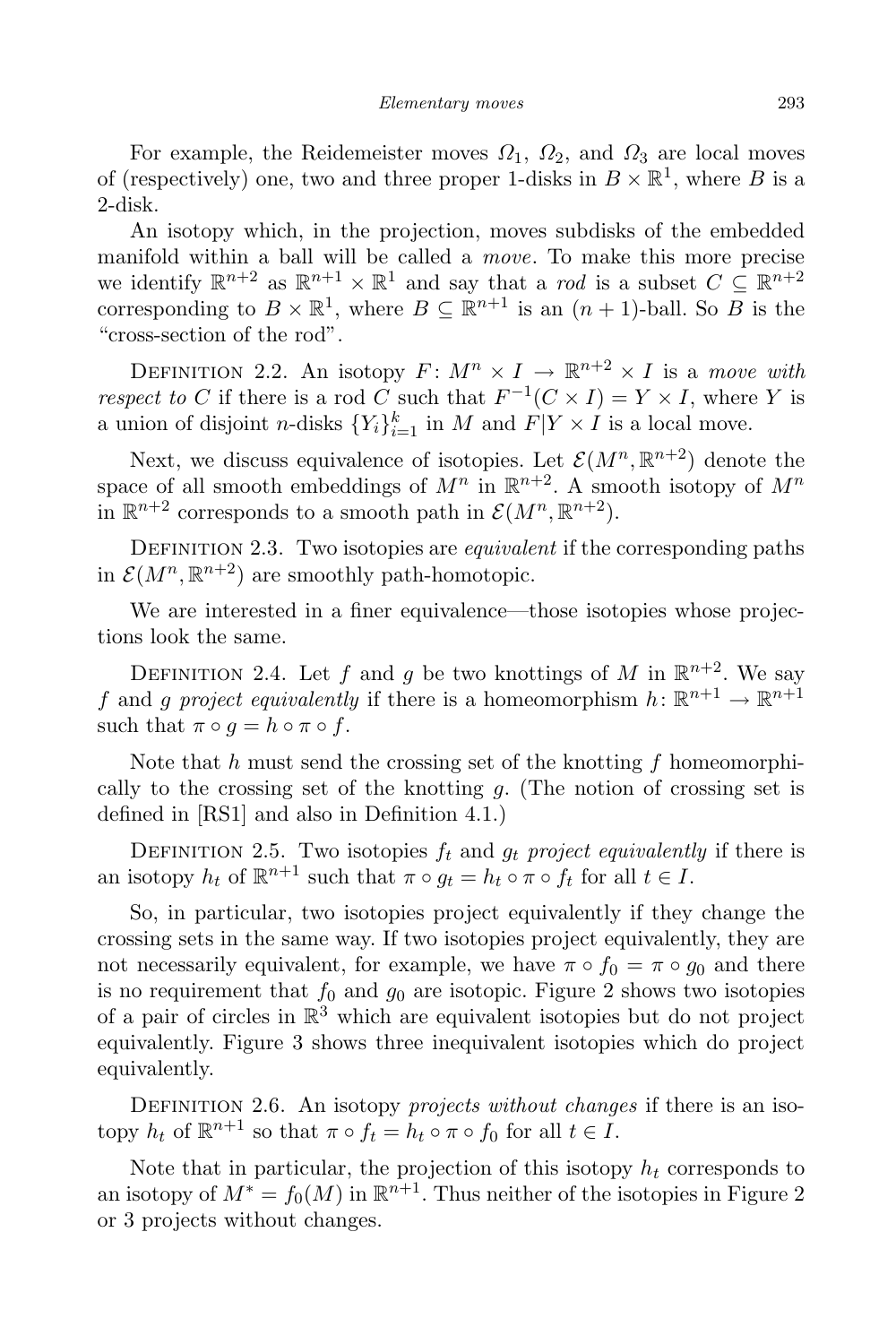For example, the Reidemeister moves $\Omega_1$, $\Omega_2$, and $\Omega_3$ are local moves of (respectively) one, two and three proper 1-disks in $B \times \mathbb{R}^1$, where $B$ is a 2-disk.

An isotopy which, in the projection, moves subdisks of the embedded manifold within a ball will be called a *move*. To make this more precise we identify $\mathbb{R}^{n+2}$ as $\mathbb{R}^{n+1} \times \mathbb{R}^1$ and say that a *rod* is a subset $C \subseteq \mathbb{R}^{n+2}$ corresponding to $B \times \mathbb{R}^1$, where $B \subseteq \mathbb{R}^{n+1}$ is an $(n+1)$-ball. So $B$ is the "cross-section of the rod".

Definition 2.2. An isotopy $F \colon M^n \times I \to \mathbb{R}^{n+2} \times I$ is a *move with respect to* $C$ if there is a rod $C$ such that $F^{-1}(C \times I) = Y \times I$, where $Y$ is a union of disjoint $n$-disks $\{Y_i\}_{i=1}^k$ in $M$ and $F|Y \times I$ is a local move.

Next, we discuss equivalence of isotopies. Let $\mathcal{E}(M^n, \mathbb{R}^{n+2})$ denote the space of all smooth embeddings of $M^n$ in $\mathbb{R}^{n+2}$. A smooth isotopy of $M^n$ in $\mathbb{R}^{n+2}$ corresponds to a smooth path in $\mathcal{E}(M^n, \mathbb{R}^{n+2})$.

Definition 2.3. Two isotopies are *equivalent* if the corresponding paths in $\mathcal{E}(M^n, \mathbb{R}^{n+2})$ are smoothly path-homotopic.

We are interested in a finer equivalence—those isotopies whose projections look the same.

Definition 2.4. Let $f$ and $g$ be two knottings of $M$ in $\mathbb{R}^{n+2}$. We say $f$ and $g$ *project equivalently* if there is a homeomorphism $h \colon \mathbb{R}^{n+1} \to \mathbb{R}^{n+1}$ such that $\pi \circ g = h \circ \pi \circ f$.

Note that $h$ must send the crossing set of the knotting $f$ homeomorphically to the crossing set of the knotting $g$. (The notion of crossing set is defined in [RS1] and also in Definition 4.1.)

Definition 2.5. Two isotopies $f_t$ and $g_t$ *project equivalently* if there is an isotopy $h_t$ of $\mathbb{R}^{n+1}$ such that $\pi \circ g_t = h_t \circ \pi \circ f_t$ for all $t \in I$.

So, in particular, two isotopies project equivalently if they change the crossing sets in the same way. If two isotopies project equivalently, they are not necessarily equivalent, for example, we have $\pi \circ f_0 = \pi \circ g_0$ and there is no requirement that $f_0$ and $g_0$ are isotopic. Figure 2 shows two isotopies of a pair of circles in $\mathbb{R}^3$ which are equivalent isotopies but do not project equivalently. Figure 3 shows three inequivalent isotopies which do project equivalently.

Definition 2.6. An isotopy *projects without changes* if there is an isotopy $h_t$ of $\mathbb{R}^{n+1}$ so that $\pi \circ f_t = h_t \circ \pi \circ f_0$ for all $t \in I$.

Note that in particular, the projection of this isotopy $h_t$ corresponds to an isotopy of $M^* = f_0(M)$ in $\mathbb{R}^{n+1}$. Thus neither of the isotopies in Figure 2 or 3 projects without changes.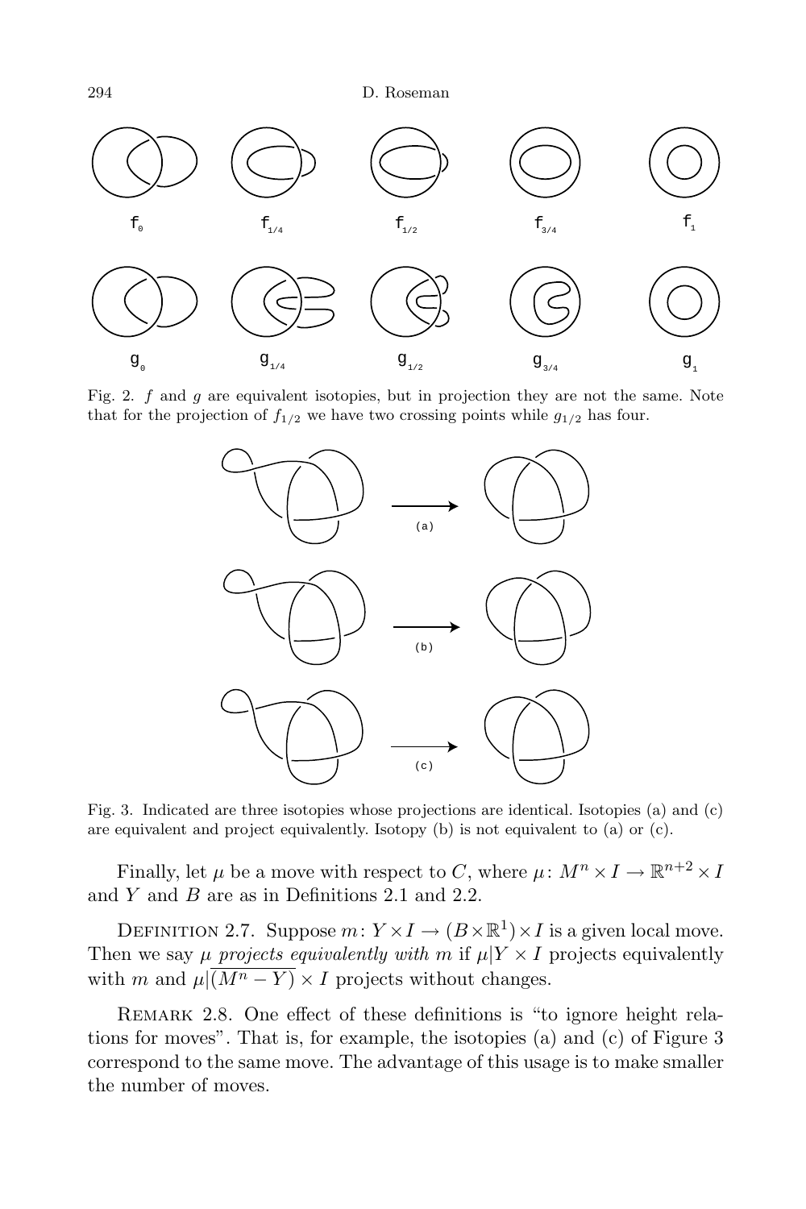Fig. 2. $f$ and $g$ are equivalent isotopies, but in projection they are not the same. Note that for the projection of $f_{1/2}$ we have two crossing points while $g_{1/2}$ has four.

Fig. 3. Indicated are three isotopies whose projections are identical. Isotopies (a) and (c) are equivalent and project equivalently. Isotopy (b) is not equivalent to (a) or (c).

Finally, let $\mu$ be a move with respect to $C$, where $\mu\colon M^n \times I \to \mathbb{R}^{n+2} \times I$ and $Y$ and $B$ are as in Definitions 2.1 and 2.2.

Definition 2.7. Suppose $m\colon Y \times I \to (B \times \mathbb{R}^1) \times I$ is a given local move. Then we say $\mu$ *projects equivalently with* $m$ if $\mu|Y \times I$ projects equivalently with $m$ and $\mu|\overline{(M^n - Y)} \times I$ projects without changes.

Remark 2.8. One effect of these definitions is "to ignore height relations for moves". That is, for example, the isotopies (a) and (c) of Figure 3 correspond to the same move. The advantage of this usage is to make smaller the number of moves.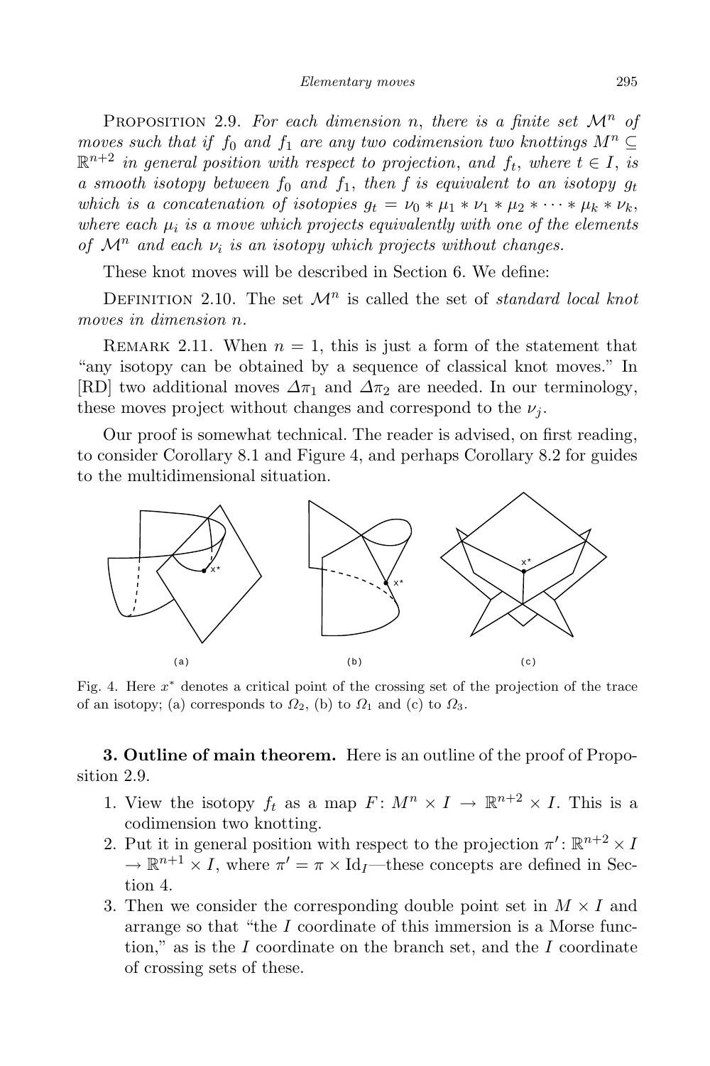Proposition 2.9. *For each dimension $n$, there is a finite set $\mathcal{M}^n$ of moves such that if $f_0$ and $f_1$ are any two codimension two knottings $M^n \subseteq \mathbb{R}^{n+2}$ in general position with respect to projection, and $f_t$, where $t \in I$, is a smooth isotopy between $f_0$ and $f_1$, then $f$ is equivalent to an isotopy $g_t$ which is a concatenation of isotopies $g_t = \nu_0 * \mu_1 * \nu_1 * \mu_2 * \cdots * \mu_k * \nu_k$, where each $\mu_i$ is a move which projects equivalently with one of the elements of $\mathcal{M}^n$ and each $\nu_i$ is an isotopy which projects without changes.*

These knot moves will be described in Section 6. We define:

Definition 2.10. The set $\mathcal{M}^n$ is called the set of *standard local knot moves in dimension $n$.*

Remark 2.11. When $n = 1$, this is just a form of the statement that "any isotopy can be obtained by a sequence of classical knot moves." In [RD] two additional moves $\Delta\pi_1$ and $\Delta\pi_2$ are needed. In our terminology, these moves project without changes and correspond to the $\nu_j$.

Our proof is somewhat technical. The reader is advised, on first reading, to consider Corollary 8.1 and Figure 4, and perhaps Corollary 8.2 for guides to the multidimensional situation.

Fig. 4. Here $x^*$ denotes a critical point of the crossing set of the projection of the trace of an isotopy; (a) corresponds to $\Omega_2$, (b) to $\Omega_1$ and (c) to $\Omega_3$.

**3. Outline of main theorem.** Here is an outline of the proof of Proposition 2.9.

1. View the isotopy $f_t$ as a map $F\colon M^n \times I \to \mathbb{R}^{n+2} \times I$. This is a codimension two knotting.
2. Put it in general position with respect to the projection $\pi'\colon \mathbb{R}^{n+2} \times I \to \mathbb{R}^{n+1} \times I$, where $\pi' = \pi \times \mathrm{Id}_I$—these concepts are defined in Section 4.
3. Then we consider the corresponding double point set in $M \times I$ and arrange so that "the $I$ coordinate of this immersion is a Morse function," as is the $I$ coordinate on the branch set, and the $I$ coordinate of crossing sets of these.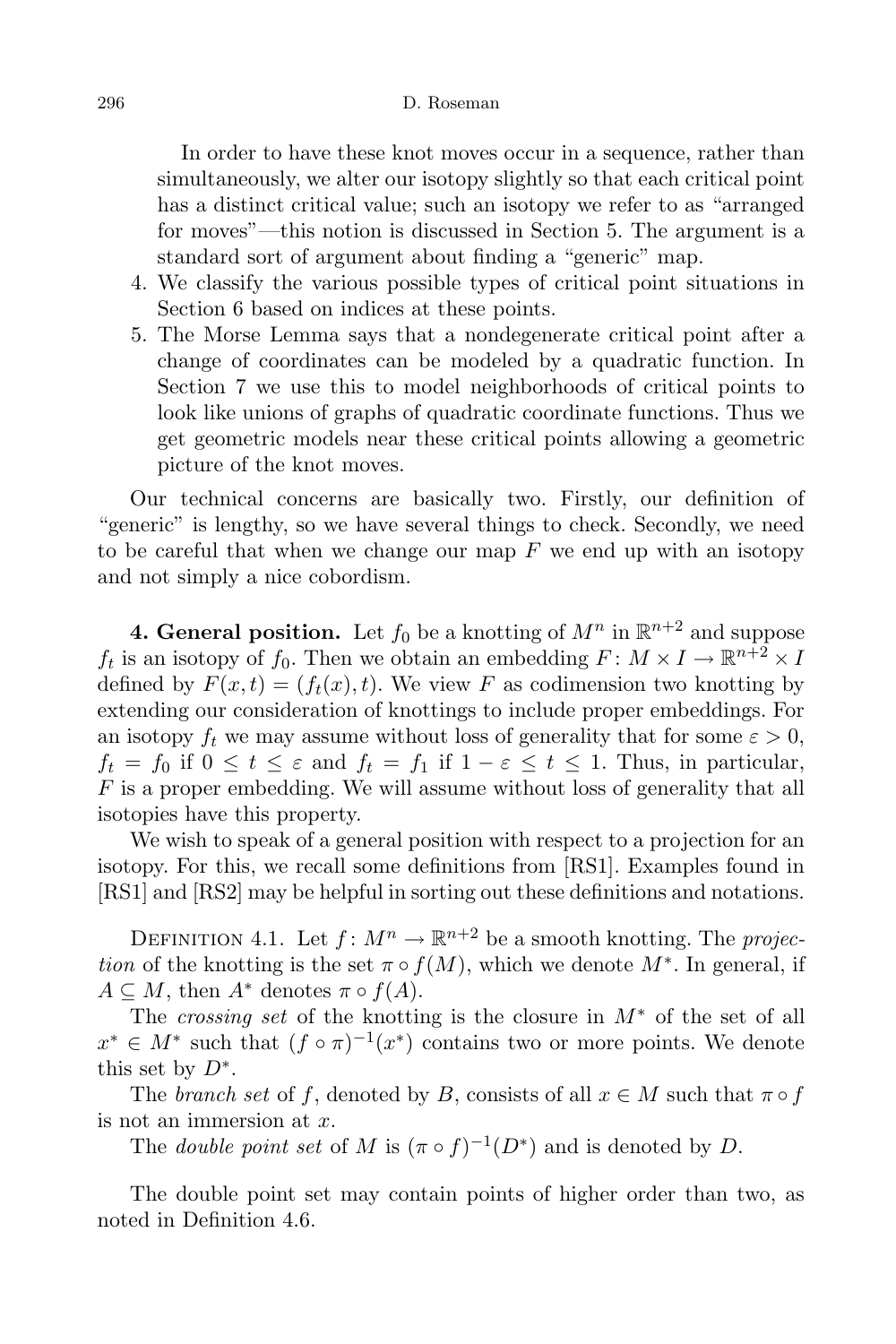In order to have these knot moves occur in a sequence, rather than simultaneously, we alter our isotopy slightly so that each critical point has a distinct critical value; such an isotopy we refer to as "arranged for moves"—this notion is discussed in Section 5. The argument is a standard sort of argument about finding a "generic" map.

4. We classify the various possible types of critical point situations in Section 6 based on indices at these points.
5. The Morse Lemma says that a nondegenerate critical point after a change of coordinates can be modeled by a quadratic function. In Section 7 we use this to model neighborhoods of critical points to look like unions of graphs of quadratic coordinate functions. Thus we get geometric models near these critical points allowing a geometric picture of the knot moves.

Our technical concerns are basically two. Firstly, our definition of "generic" is lengthy, so we have several things to check. Secondly, we need to be careful that when we change our map $F$ we end up with an isotopy and not simply a nice cobordism.

**4. General position.** Let $f_0$ be a knotting of $M^n$ in $\mathbb{R}^{n+2}$ and suppose $f_t$ is an isotopy of $f_0$. Then we obtain an embedding $F\colon M \times I \to \mathbb{R}^{n+2} \times I$ defined by $F(x,t) = (f_t(x), t)$. We view $F$ as codimension two knotting by extending our consideration of knottings to include proper embeddings. For an isotopy $f_t$ we may assume without loss of generality that for some $\varepsilon > 0$, $f_t = f_0$ if $0 \le t \le \varepsilon$ and $f_t = f_1$ if $1 - \varepsilon \le t \le 1$. Thus, in particular, $F$ is a proper embedding. We will assume without loss of generality that all isotopies have this property.

We wish to speak of a general position with respect to a projection for an isotopy. For this, we recall some definitions from [RS1]. Examples found in [RS1] and [RS2] may be helpful in sorting out these definitions and notations.

Definition 4.1. Let $f\colon M^n \to \mathbb{R}^{n+2}$ be a smooth knotting. The *projection* of the knotting is the set $\pi \circ f(M)$, which we denote $M^*$. In general, if $A \subseteq M$, then $A^*$ denotes $\pi \circ f(A)$.

The *crossing set* of the knotting is the closure in $M^*$ of the set of all $x^* \in M^*$ such that $(f \circ \pi)^{-1}(x^*)$ contains two or more points. We denote this set by $D^*$.

The *branch set* of $f$, denoted by $B$, consists of all $x \in M$ such that $\pi \circ f$ is not an immersion at $x$.

The *double point set* of $M$ is $(\pi \circ f)^{-1}(D^*)$ and is denoted by $D$.

The double point set may contain points of higher order than two, as noted in Definition 4.6.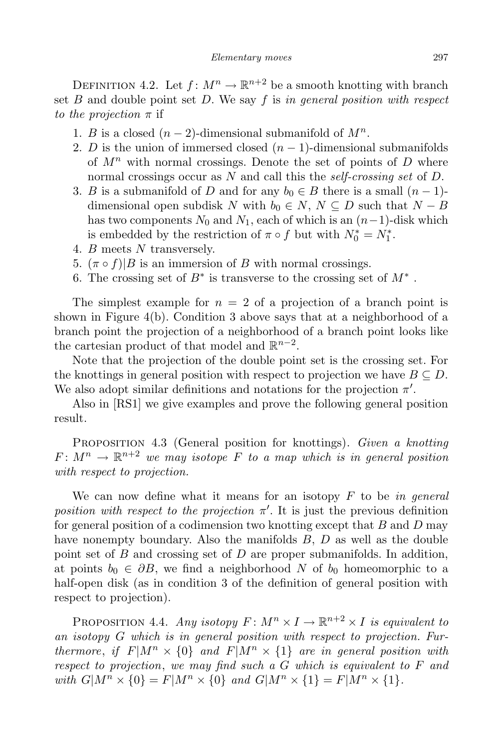Definition 4.2. Let $f\colon M^n \to \mathbb{R}^{n+2}$ be a smooth knotting with branch set $B$ and double point set $D$. We say $f$ is *in general position with respect to the projection* $\pi$ if

1. $B$ is a closed $(n-2)$-dimensional submanifold of $M^n$.
2. $D$ is the union of immersed closed $(n-1)$-dimensional submanifolds of $M^n$ with normal crossings. Denote the set of points of $D$ where normal crossings occur as $N$ and call this the *self-crossing set* of $D$.
3. $B$ is a submanifold of $D$ and for any $b_0 \in B$ there is a small $(n-1)$-dimensional open subdisk $N$ with $b_0 \in N$, $N \subseteq D$ such that $N - B$ has two components $N_0$ and $N_1$, each of which is an $(n-1)$-disk which is embedded by the restriction of $\pi \circ f$ but with $N_0^* = N_1^*$.
4. $B$ meets $N$ transversely.
5. $(\pi \circ f)|B$ is an immersion of $B$ with normal crossings.
6. The crossing set of $B^*$ is transverse to the crossing set of $M^*$ .

The simplest example for $n = 2$ of a projection of a branch point is shown in Figure 4(b). Condition 3 above says that at a neighborhood of a branch point the projection of a neighborhood of a branch point looks like the cartesian product of that model and $\mathbb{R}^{n-2}$.

Note that the projection of the double point set is the crossing set. For the knottings in general position with respect to projection we have $B \subseteq D$. We also adopt similar definitions and notations for the projection $\pi'$.

Also in [RS1] we give examples and prove the following general position result.

Proposition 4.3 (General position for knottings). *Given a knotting $F\colon M^n \to \mathbb{R}^{n+2}$ we may isotope $F$ to a map which is in general position with respect to projection.*

We can now define what it means for an isotopy $F$ to be *in general position with respect to the projection* $\pi'$. It is just the previous definition for general position of a codimension two knotting except that $B$ and $D$ may have nonempty boundary. Also the manifolds $B$, $D$ as well as the double point set of $B$ and crossing set of $D$ are proper submanifolds. In addition, at points $b_0 \in \partial B$, we find a neighborhood $N$ of $b_0$ homeomorphic to a half-open disk (as in condition 3 of the definition of general position with respect to projection).

Proposition 4.4. *Any isotopy $F\colon M^n \times I \to \mathbb{R}^{n+2} \times I$ is equivalent to an isotopy $G$ which is in general position with respect to projection. Furthermore, if $F|M^n \times \{0\}$ and $F|M^n \times \{1\}$ are in general position with respect to projection, we may find such a $G$ which is equivalent to $F$ and with $G|M^n \times \{0\} = F|M^n \times \{0\}$ and $G|M^n \times \{1\} = F|M^n \times \{1\}$.*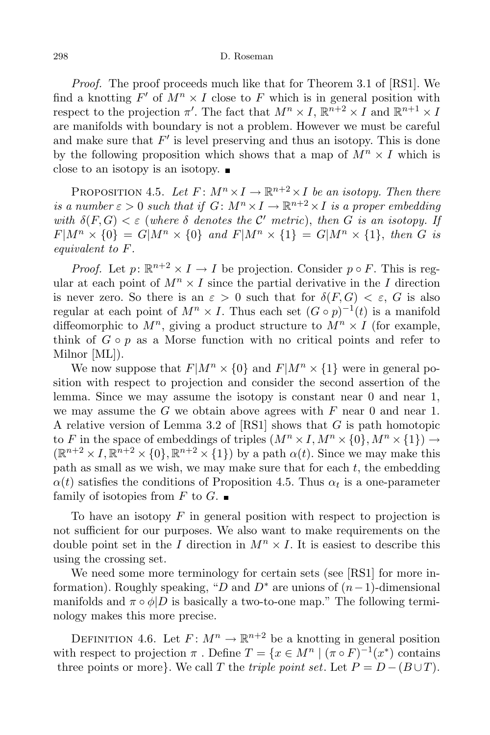*Proof.* The proof proceeds much like that for Theorem 3.1 of [RS1]. We find a knotting $F'$ of $M^n \times I$ close to $F$ which is in general position with respect to the projection $\pi'$. The fact that $M^n \times I$, $\mathbb{R}^{n+2} \times I$ and $\mathbb{R}^{n+1} \times I$ are manifolds with boundary is not a problem. However we must be careful and make sure that $F'$ is level preserving and thus an isotopy. This is done by the following proposition which shows that a map of $M^n \times I$ which is close to an isotopy is an isotopy. ■

PROPOSITION 4.5. *Let $F\colon M^n \times I \to \mathbb{R}^{n+2} \times I$ be an isotopy. Then there is a number $\varepsilon > 0$ such that if $G\colon M^n \times I \to \mathbb{R}^{n+2} \times I$ is a proper embedding with $\delta(F,G) < \varepsilon$ (where $\delta$ denotes the $\mathcal{C}'$ metric), then $G$ is an isotopy. If $F|M^n \times \{0\} = G|M^n \times \{0\}$ and $F|M^n \times \{1\} = G|M^n \times \{1\}$, then $G$ is equivalent to $F$.*

*Proof.* Let $p\colon \mathbb{R}^{n+2} \times I \to I$ be projection. Consider $p \circ F$. This is regular at each point of $M^n \times I$ since the partial derivative in the $I$ direction is never zero. So there is an $\varepsilon > 0$ such that for $\delta(F,G) < \varepsilon$, $G$ is also regular at each point of $M^n \times I$. Thus each set $(G \circ p)^{-1}(t)$ is a manifold diffeomorphic to $M^n$, giving a product structure to $M^n \times I$ (for example, think of $G \circ p$ as a Morse function with no critical points and refer to Milnor [ML]).

We now suppose that $F|M^n \times \{0\}$ and $F|M^n \times \{1\}$ were in general position with respect to projection and consider the second assertion of the lemma. Since we may assume the isotopy is constant near 0 and near 1, we may assume the $G$ we obtain above agrees with $F$ near 0 and near 1. A relative version of Lemma 3.2 of [RS1] shows that $G$ is path homotopic to $F$ in the space of embeddings of triples $(M^n \times I, M^n \times \{0\}, M^n \times \{1\}) \to (\mathbb{R}^{n+2} \times I, \mathbb{R}^{n+2} \times \{0\}, \mathbb{R}^{n+2} \times \{1\})$ by a path $\alpha(t)$. Since we may make this path as small as we wish, we may make sure that for each $t$, the embedding $\alpha(t)$ satisfies the conditions of Proposition 4.5. Thus $\alpha_t$ is a one-parameter family of isotopies from $F$ to $G$. ■

To have an isotopy $F$ in general position with respect to projection is not sufficient for our purposes. We also want to make requirements on the double point set in the $I$ direction in $M^n \times I$. It is easiest to describe this using the crossing set.

We need some more terminology for certain sets (see [RS1] for more information). Roughly speaking, "$D$ and $D^*$ are unions of $(n-1)$-dimensional manifolds and $\pi \circ \phi|D$ is basically a two-to-one map." The following terminology makes this more precise.

DEFINITION 4.6. Let $F\colon M^n \to \mathbb{R}^{n+2}$ be a knotting in general position with respect to projection $\pi$ . Define $T = \{x \in M^n \mid (\pi \circ F)^{-1}(x^*)$ contains three points or more$\}$. We call $T$ the *triple point set*. Let $P = D - (B \cup T)$.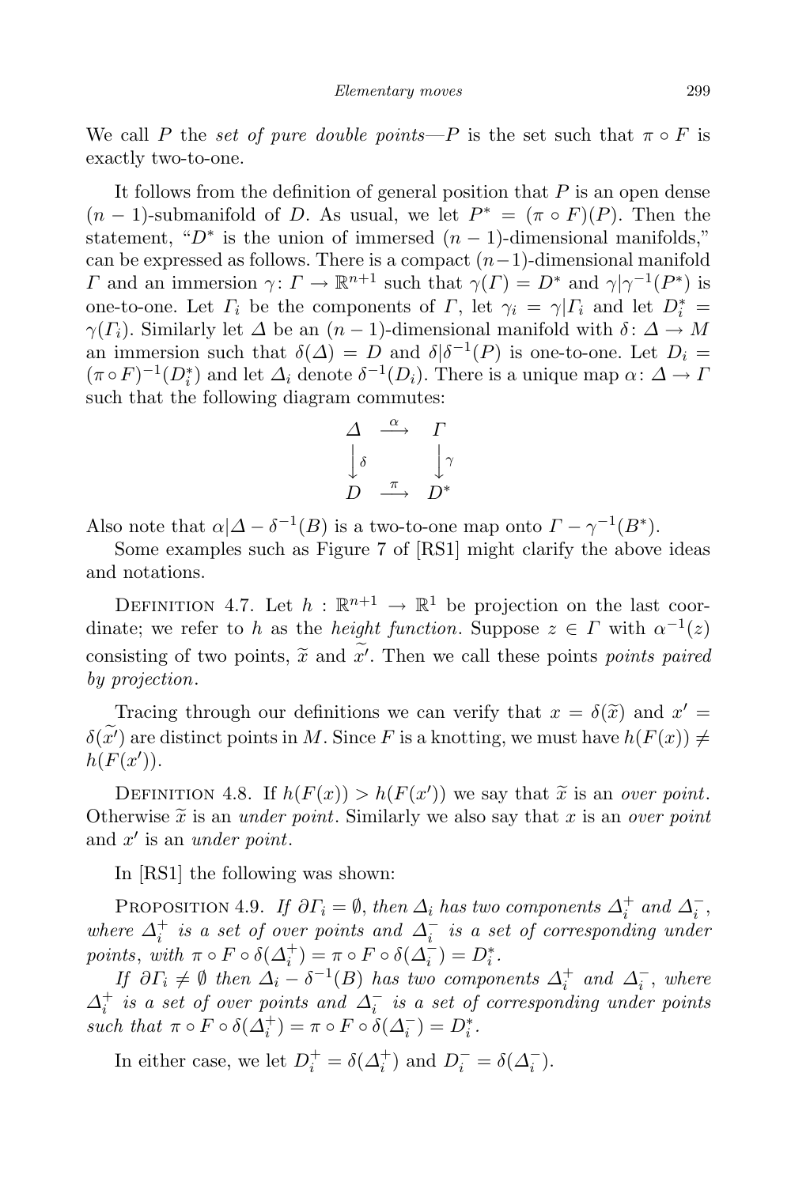We call $P$ the *set of pure double points*—$P$ is the set such that $\pi \circ F$ is exactly two-to-one.

It follows from the definition of general position that $P$ is an open dense $(n-1)$-submanifold of $D$. As usual, we let $P^* = (\pi \circ F)(P)$. Then the statement, "$D^*$ is the union of immersed $(n-1)$-dimensional manifolds," can be expressed as follows. There is a compact $(n-1)$-dimensional manifold $\Gamma$ and an immersion $\gamma \colon \Gamma \to \mathbb{R}^{n+1}$ such that $\gamma(\Gamma) = D^*$ and $\gamma|\gamma^{-1}(P^*)$ is one-to-one. Let $\Gamma_i$ be the components of $\Gamma$, let $\gamma_i = \gamma|\Gamma_i$ and let $D_i^* = \gamma(\Gamma_i)$. Similarly let $\Delta$ be an $(n-1)$-dimensional manifold with $\delta \colon \Delta \to M$ an immersion such that $\delta(\Delta) = D$ and $\delta|\delta^{-1}(P)$ is one-to-one. Let $D_i = (\pi \circ F)^{-1}(D_i^*)$ and let $\Delta_i$ denote $\delta^{-1}(D_i)$. There is a unique map $\alpha \colon \Delta \to \Gamma$ such that the following diagram commutes:

$$\begin{array}{ccc} \Delta & \xrightarrow{\alpha} & \Gamma \\ \Big\downarrow \delta & & \Big\downarrow \gamma \\ D & \xrightarrow{\pi} & D^* \end{array}$$

Also note that $\alpha|\Delta - \delta^{-1}(B)$ is a two-to-one map onto $\Gamma - \gamma^{-1}(B^*)$.

Some examples such as Figure 7 of [RS1] might clarify the above ideas and notations.

Definition 4.7. Let $h : \mathbb{R}^{n+1} \to \mathbb{R}^1$ be projection on the last coordinate; we refer to $h$ as the *height function*. Suppose $z \in \Gamma$ with $\alpha^{-1}(z)$ consisting of two points, $\widetilde{x}$ and $\widetilde{x'}$. Then we call these points *points paired by projection*.

Tracing through our definitions we can verify that $x = \delta(\widetilde{x})$ and $x' = \delta(\widetilde{x'})$ are distinct points in $M$. Since $F$ is a knotting, we must have $h(F(x)) \neq h(F(x'))$.

Definition 4.8. If $h(F(x)) > h(F(x'))$ we say that $\widetilde{x}$ is an *over point*. Otherwise $\widetilde{x}$ is an *under point*. Similarly we also say that $x$ is an *over point* and $x'$ is an *under point*.

In [RS1] the following was shown:

Proposition 4.9. *If $\partial\Gamma_i = \emptyset$, then $\Delta_i$ has two components $\Delta_i^+$ and $\Delta_i^-$, where $\Delta_i^+$ is a set of over points and $\Delta_i^-$ is a set of corresponding under points, with $\pi \circ F \circ \delta(\Delta_i^+) = \pi \circ F \circ \delta(\Delta_i^-) = D_i^*$.*

*If $\partial\Gamma_i \neq \emptyset$ then $\Delta_i - \delta^{-1}(B)$ has two components $\Delta_i^+$ and $\Delta_i^-$, where $\Delta_i^+$ is a set of over points and $\Delta_i^-$ is a set of corresponding under points such that $\pi \circ F \circ \delta(\Delta_i^+) = \pi \circ F \circ \delta(\Delta_i^-) = D_i^*$.*

In either case, we let $D_i^+ = \delta(\Delta_i^+)$ and $D_i^- = \delta(\Delta_i^-)$.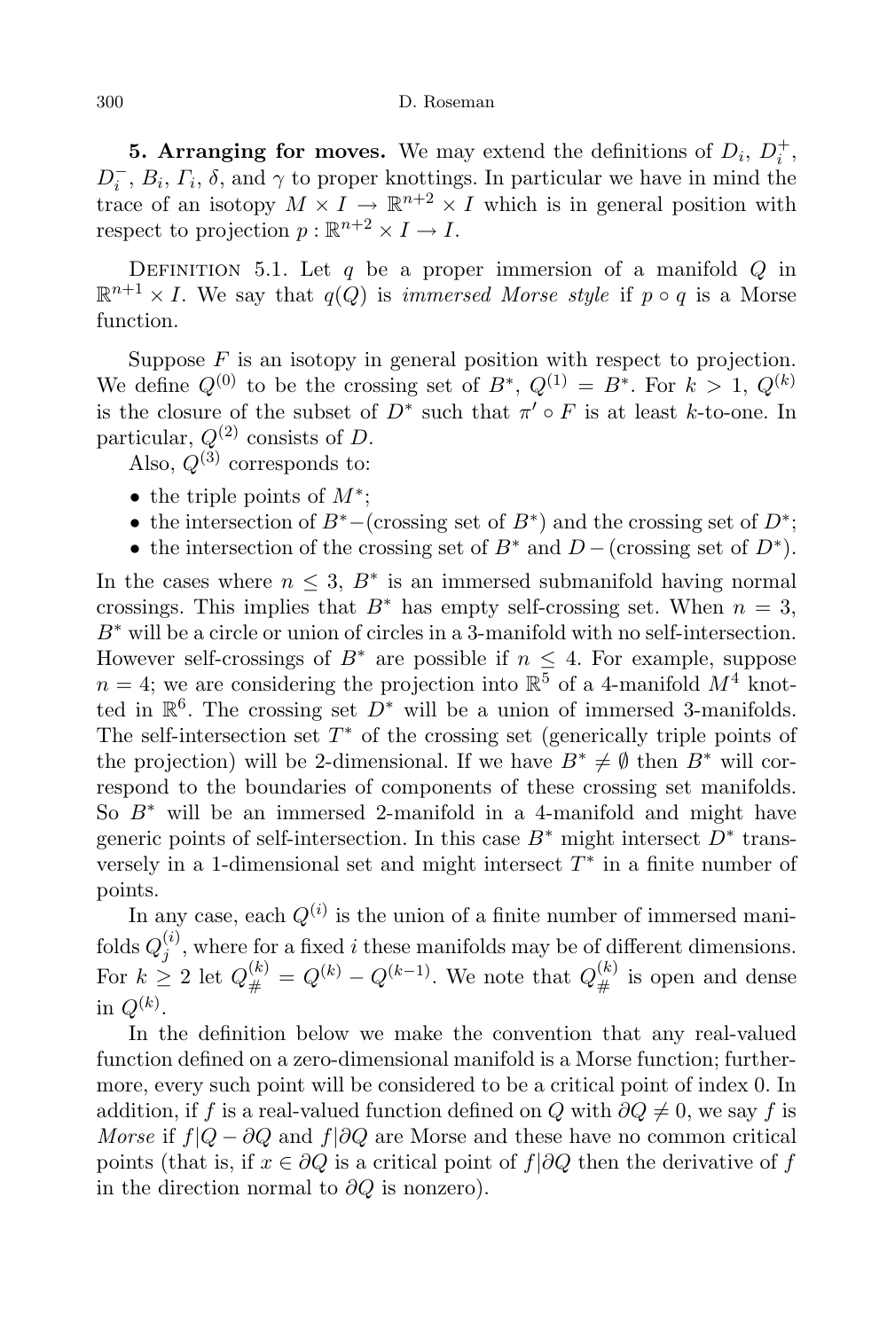**5. Arranging for moves.** We may extend the definitions of $D_i$, $D_i^+$, $D_i^-$, $B_i$, $\Gamma_i$, $\delta$, and $\gamma$ to proper knottings. In particular we have in mind the trace of an isotopy $M \times I \to \mathbb{R}^{n+2} \times I$ which is in general position with respect to projection $p : \mathbb{R}^{n+2} \times I \to I$.

DEFINITION 5.1. Let $q$ be a proper immersion of a manifold $Q$ in $\mathbb{R}^{n+1} \times I$. We say that $q(Q)$ is *immersed Morse style* if $p \circ q$ is a Morse function.

Suppose $F$ is an isotopy in general position with respect to projection. We define $Q^{(0)}$ to be the crossing set of $B^*$, $Q^{(1)} = B^*$. For $k > 1$, $Q^{(k)}$ is the closure of the subset of $D^*$ such that $\pi' \circ F$ is at least $k$-to-one. In particular, $Q^{(2)}$ consists of $D$.

Also, $Q^{(3)}$ corresponds to:

- the triple points of $M^*$;
- the intersection of $B^*-$(crossing set of $B^*$) and the crossing set of $D^*$;
- the intersection of the crossing set of $B^*$ and $D -$ (crossing set of $D^*$).

In the cases where $n \leq 3$, $B^*$ is an immersed submanifold having normal crossings. This implies that $B^*$ has empty self-crossing set. When $n = 3$, $B^*$ will be a circle or union of circles in a 3-manifold with no self-intersection. However self-crossings of $B^*$ are possible if $n \leq 4$. For example, suppose $n = 4$; we are considering the projection into $\mathbb{R}^5$ of a 4-manifold $M^4$ knotted in $\mathbb{R}^6$. The crossing set $D^*$ will be a union of immersed 3-manifolds. The self-intersection set $T^*$ of the crossing set (generically triple points of the projection) will be 2-dimensional. If we have $B^* \neq \emptyset$ then $B^*$ will correspond to the boundaries of components of these crossing set manifolds. So $B^*$ will be an immersed 2-manifold in a 4-manifold and might have generic points of self-intersection. In this case $B^*$ might intersect $D^*$ transversely in a 1-dimensional set and might intersect $T^*$ in a finite number of points.

In any case, each $Q^{(i)}$ is the union of a finite number of immersed manifolds $Q_j^{(i)}$, where for a fixed $i$ these manifolds may be of different dimensions. For $k \geq 2$ let $Q_{\#}^{(k)} = Q^{(k)} - Q^{(k-1)}$. We note that $Q_{\#}^{(k)}$ is open and dense in $Q^{(k)}$.

In the definition below we make the convention that any real-valued function defined on a zero-dimensional manifold is a Morse function; furthermore, every such point will be considered to be a critical point of index 0. In addition, if $f$ is a real-valued function defined on $Q$ with $\partial Q \neq 0$, we say $f$ is *Morse* if $f|Q - \partial Q$ and $f|\partial Q$ are Morse and these have no common critical points (that is, if $x \in \partial Q$ is a critical point of $f|\partial Q$ then the derivative of $f$ in the direction normal to $\partial Q$ is nonzero).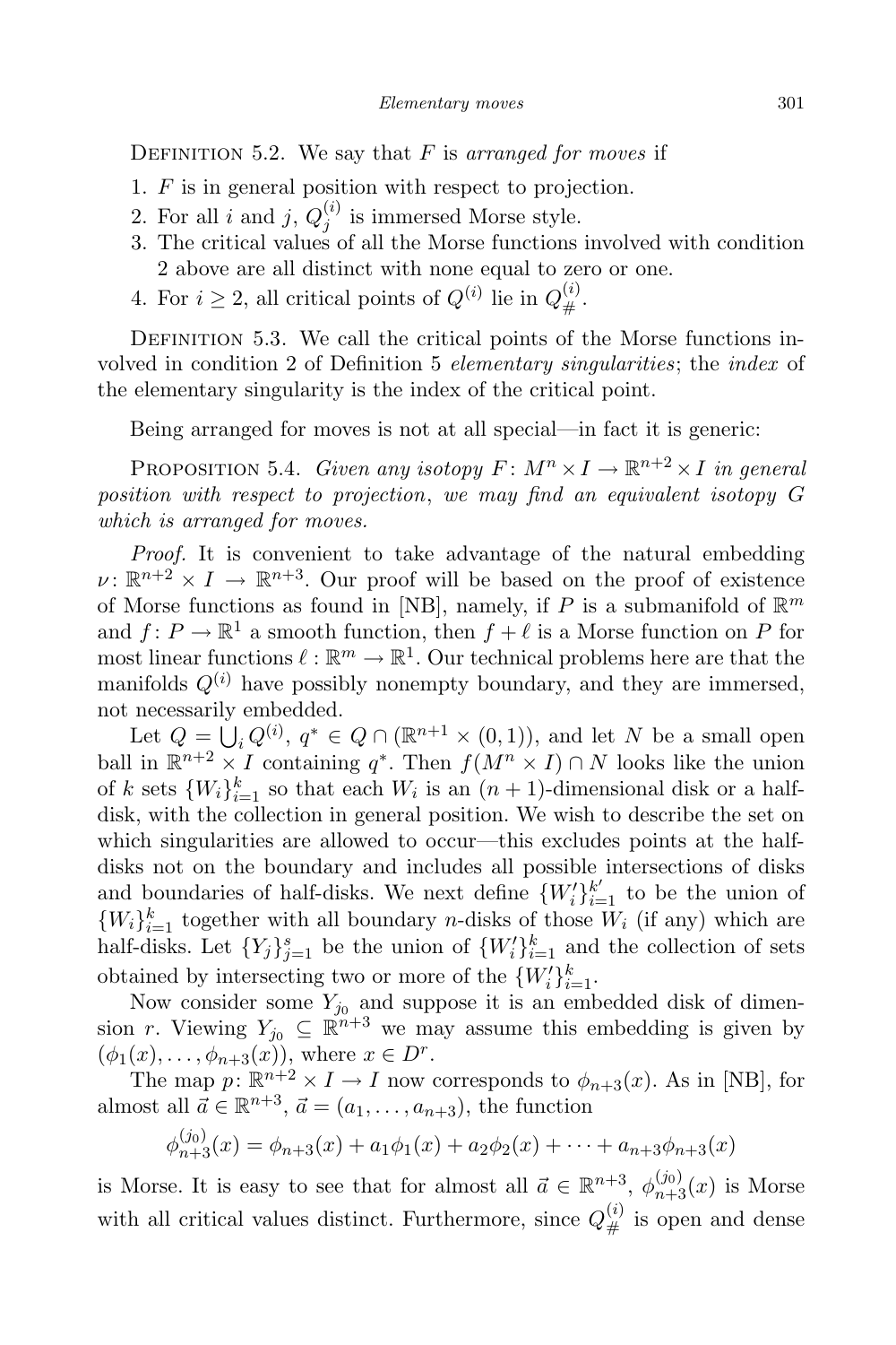Definition 5.2. We say that $F$ is *arranged for moves* if

1. $F$ is in general position with respect to projection.
2. For all $i$ and $j$, $Q_j^{(i)}$ is immersed Morse style.
3. The critical values of all the Morse functions involved with condition 2 above are all distinct with none equal to zero or one.
4. For $i \geq 2$, all critical points of $Q^{(i)}$ lie in $Q_{\#}^{(i)}$.

Definition 5.3. We call the critical points of the Morse functions involved in condition 2 of Definition 5 *elementary singularities*; the *index* of the elementary singularity is the index of the critical point.

Being arranged for moves is not at all special—in fact it is generic:

Proposition 5.4. *Given any isotopy $F\colon M^n \times I \to \mathbb{R}^{n+2} \times I$ in general position with respect to projection, we may find an equivalent isotopy $G$ which is arranged for moves.*

*Proof.* It is convenient to take advantage of the natural embedding $\nu\colon \mathbb{R}^{n+2} \times I \to \mathbb{R}^{n+3}$. Our proof will be based on the proof of existence of Morse functions as found in [NB], namely, if $P$ is a submanifold of $\mathbb{R}^m$ and $f\colon P \to \mathbb{R}^1$ a smooth function, then $f + \ell$ is a Morse function on $P$ for most linear functions $\ell : \mathbb{R}^m \to \mathbb{R}^1$. Our technical problems here are that the manifolds $Q^{(i)}$ have possibly nonempty boundary, and they are immersed, not necessarily embedded.

Let $Q = \bigcup_i Q^{(i)}$, $q^* \in Q \cap (\mathbb{R}^{n+1} \times (0,1))$, and let $N$ be a small open ball in $\mathbb{R}^{n+2} \times I$ containing $q^*$. Then $f(M^n \times I) \cap N$ looks like the union of $k$ sets $\{W_i\}_{i=1}^k$ so that each $W_i$ is an $(n+1)$-dimensional disk or a half-disk, with the collection in general position. We wish to describe the set on which singularities are allowed to occur—this excludes points at the half-disks not on the boundary and includes all possible intersections of disks and boundaries of half-disks. We next define $\{W_i'\}_{i=1}^{k'}$ to be the union of $\{W_i\}_{i=1}^k$ together with all boundary $n$-disks of those $W_i$ (if any) which are half-disks. Let $\{Y_j\}_{j=1}^s$ be the union of $\{W_i'\}_{i=1}^k$ and the collection of sets obtained by intersecting two or more of the $\{W_i'\}_{i=1}^k$.

Now consider some $Y_{j_0}$ and suppose it is an embedded disk of dimension $r$. Viewing $Y_{j_0} \subseteq \mathbb{R}^{n+3}$ we may assume this embedding is given by $(\phi_1(x), \ldots, \phi_{n+3}(x))$, where $x \in D^r$.

The map $p\colon \mathbb{R}^{n+2} \times I \to I$ now corresponds to $\phi_{n+3}(x)$. As in [NB], for almost all $\vec{a} \in \mathbb{R}^{n+3}$, $\vec{a} = (a_1, \ldots, a_{n+3})$, the function

$$\phi_{n+3}^{(j_0)}(x) = \phi_{n+3}(x) + a_1\phi_1(x) + a_2\phi_2(x) + \cdots + a_{n+3}\phi_{n+3}(x)$$

is Morse. It is easy to see that for almost all $\vec{a} \in \mathbb{R}^{n+3}$, $\phi_{n+3}^{(j_0)}(x)$ is Morse with all critical values distinct. Furthermore, since $Q_{\#}^{(i)}$ is open and dense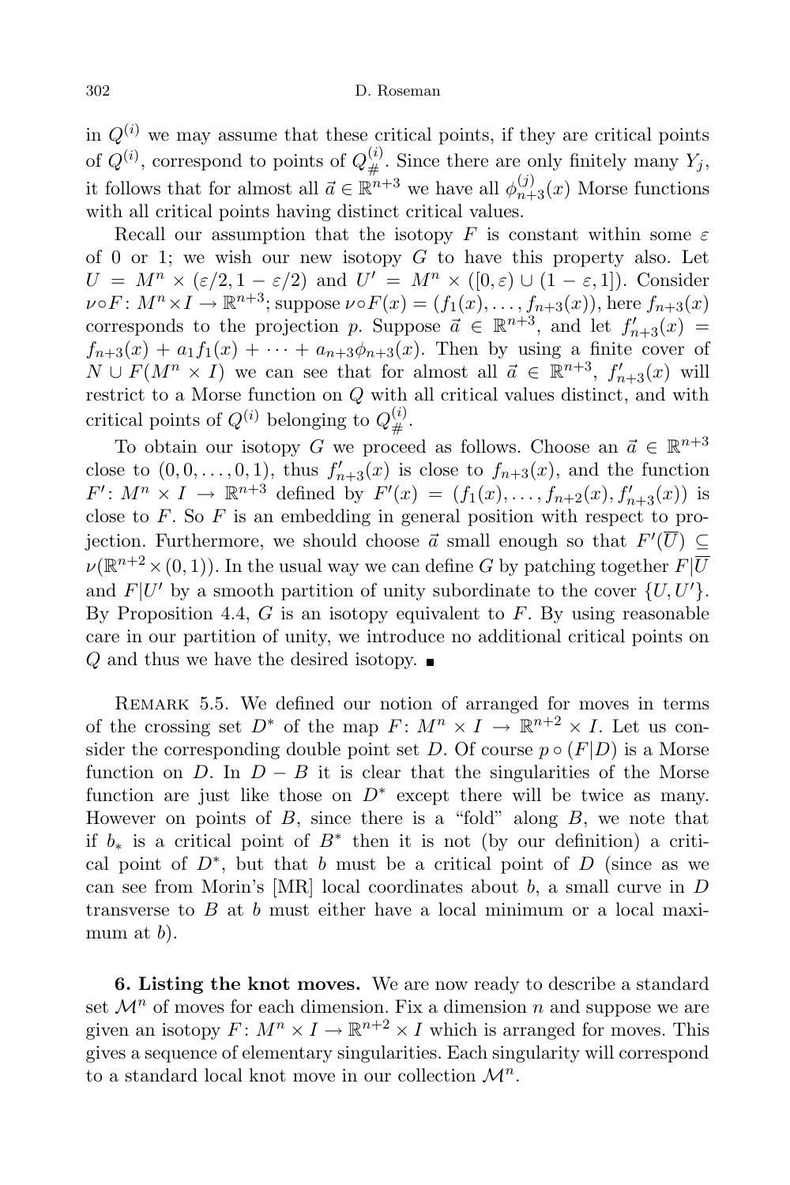in $Q^{(i)}$ we may assume that these critical points, if they are critical points of $Q^{(i)}$, correspond to points of $Q^{(i)}_{\#}$. Since there are only finitely many $Y_j$, it follows that for almost all $\vec{a} \in \mathbb{R}^{n+3}$ we have all $\phi^{(j)}_{n+3}(x)$ Morse functions with all critical points having distinct critical values.

Recall our assumption that the isotopy $F$ is constant within some $\varepsilon$ of 0 or 1; we wish our new isotopy $G$ to have this property also. Let $U = M^n \times (\varepsilon/2, 1-\varepsilon/2)$ and $U' = M^n \times ([0,\varepsilon) \cup (1-\varepsilon, 1])$. Consider $\nu \circ F\colon M^n \times I \to \mathbb{R}^{n+3}$; suppose $\nu \circ F(x) = (f_1(x), \ldots, f_{n+3}(x))$, here $f_{n+3}(x)$ corresponds to the projection $p$. Suppose $\vec{a} \in \mathbb{R}^{n+3}$, and let $f'_{n+3}(x) = f_{n+3}(x) + a_1 f_1(x) + \cdots + a_{n+3}\phi_{n+3}(x)$. Then by using a finite cover of $N \cup F(M^n \times I)$ we can see that for almost all $\vec{a} \in \mathbb{R}^{n+3}$, $f'_{n+3}(x)$ will restrict to a Morse function on $Q$ with all critical values distinct, and with critical points of $Q^{(i)}$ belonging to $Q^{(i)}_{\#}$.

To obtain our isotopy $G$ we proceed as follows. Choose an $\vec{a} \in \mathbb{R}^{n+3}$ close to $(0,0,\ldots,0,1)$, thus $f'_{n+3}(x)$ is close to $f_{n+3}(x)$, and the function $F'\colon M^n \times I \to \mathbb{R}^{n+3}$ defined by $F'(x) = (f_1(x), \ldots, f_{n+2}(x), f'_{n+3}(x))$ is close to $F$. So $F$ is an embedding in general position with respect to projection. Furthermore, we should choose $\vec{a}$ small enough so that $F'(\overline{U}) \subseteq \nu(\mathbb{R}^{n+2} \times (0,1))$. In the usual way we can define $G$ by patching together $F|\overline{U}$ and $F|U'$ by a smooth partition of unity subordinate to the cover $\{U, U'\}$. By Proposition 4.4, $G$ is an isotopy equivalent to $F$. By using reasonable care in our partition of unity, we introduce no additional critical points on $Q$ and thus we have the desired isotopy. ∎

Remark 5.5. We defined our notion of arranged for moves in terms of the crossing set $D^*$ of the map $F\colon M^n \times I \to \mathbb{R}^{n+2} \times I$. Let us consider the corresponding double point set $D$. Of course $p \circ (F|D)$ is a Morse function on $D$. In $D - B$ it is clear that the singularities of the Morse function are just like those on $D^*$ except there will be twice as many. However on points of $B$, since there is a "fold" along $B$, we note that if $b_*$ is a critical point of $B^*$ then it is not (by our definition) a critical point of $D^*$, but that $b$ must be a critical point of $D$ (since as we can see from Morin's [MR] local coordinates about $b$, a small curve in $D$ transverse to $B$ at $b$ must either have a local minimum or a local maximum at $b$).

**6. Listing the knot moves.** We are now ready to describe a standard set $\mathcal{M}^n$ of moves for each dimension. Fix a dimension $n$ and suppose we are given an isotopy $F\colon M^n \times I \to \mathbb{R}^{n+2} \times I$ which is arranged for moves. This gives a sequence of elementary singularities. Each singularity will correspond to a standard local knot move in our collection $\mathcal{M}^n$.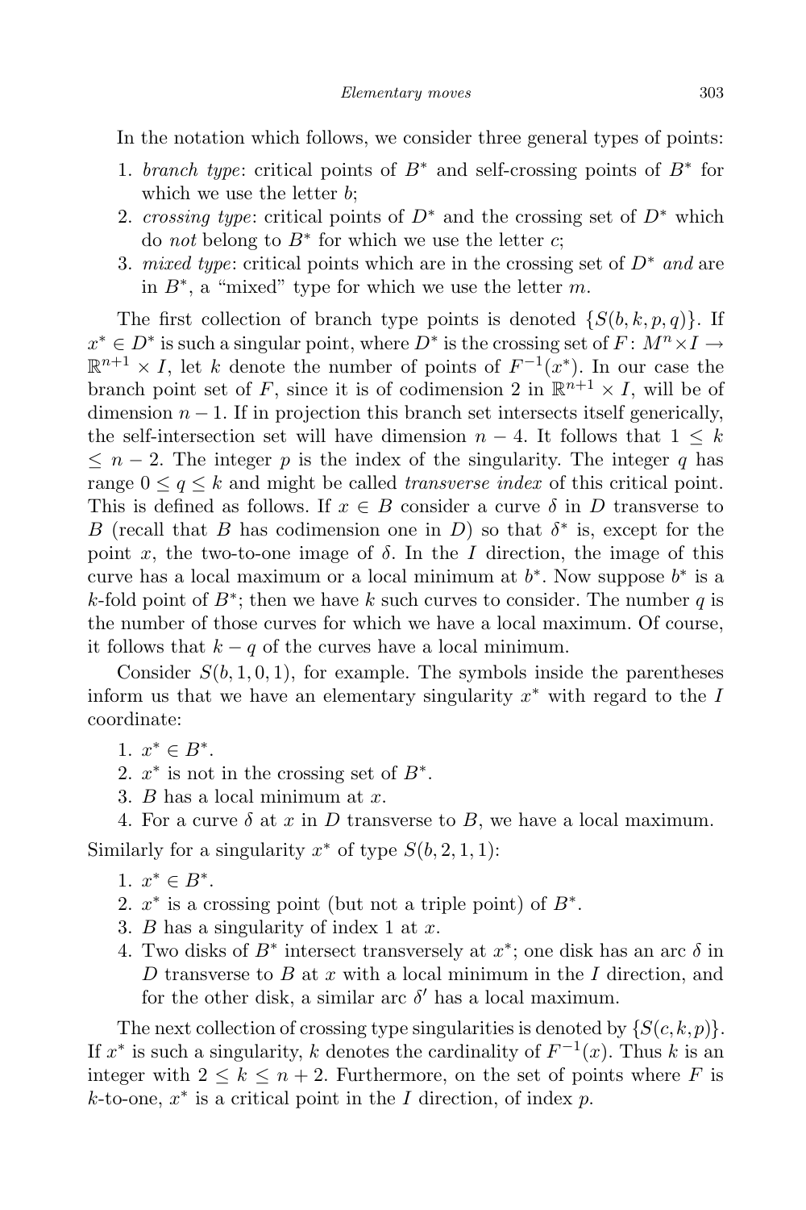In the notation which follows, we consider three general types of points:

1. *branch type*: critical points of $B^*$ and self-crossing points of $B^*$ for which we use the letter $b$;
2. *crossing type*: critical points of $D^*$ and the crossing set of $D^*$ which do *not* belong to $B^*$ for which we use the letter $c$;
3. *mixed type*: critical points which are in the crossing set of $D^*$ *and* are in $B^*$, a "mixed" type for which we use the letter $m$.

The first collection of branch type points is denoted $\{S(b,k,p,q)\}$. If $x^* \in D^*$ is such a singular point, where $D^*$ is the crossing set of $F\colon M^n \times I \to \mathbb{R}^{n+1} \times I$, let $k$ denote the number of points of $F^{-1}(x^*)$. In our case the branch point set of $F$, since it is of codimension 2 in $\mathbb{R}^{n+1} \times I$, will be of dimension $n-1$. If in projection this branch set intersects itself generically, the self-intersection set will have dimension $n-4$. It follows that $1 \leq k \leq n-2$. The integer $p$ is the index of the singularity. The integer $q$ has range $0 \leq q \leq k$ and might be called *transverse index* of this critical point. This is defined as follows. If $x \in B$ consider a curve $\delta$ in $D$ transverse to $B$ (recall that $B$ has codimension one in $D$) so that $\delta^*$ is, except for the point $x$, the two-to-one image of $\delta$. In the $I$ direction, the image of this curve has a local maximum or a local minimum at $b^*$. Now suppose $b^*$ is a $k$-fold point of $B^*$; then we have $k$ such curves to consider. The number $q$ is the number of those curves for which we have a local maximum. Of course, it follows that $k-q$ of the curves have a local minimum.

Consider $S(b,1,0,1)$, for example. The symbols inside the parentheses inform us that we have an elementary singularity $x^*$ with regard to the $I$ coordinate:

1. $x^* \in B^*$.
2. $x^*$ is not in the crossing set of $B^*$.
3. $B$ has a local minimum at $x$.
4. For a curve $\delta$ at $x$ in $D$ transverse to $B$, we have a local maximum.

Similarly for a singularity $x^*$ of type $S(b,2,1,1)$:

1. $x^* \in B^*$.
2. $x^*$ is a crossing point (but not a triple point) of $B^*$.
3. $B$ has a singularity of index 1 at $x$.
4. Two disks of $B^*$ intersect transversely at $x^*$; one disk has an arc $\delta$ in $D$ transverse to $B$ at $x$ with a local minimum in the $I$ direction, and for the other disk, a similar arc $\delta'$ has a local maximum.

The next collection of crossing type singularities is denoted by $\{S(c,k,p)\}$. If $x^*$ is such a singularity, $k$ denotes the cardinality of $F^{-1}(x)$. Thus $k$ is an integer with $2 \leq k \leq n+2$. Furthermore, on the set of points where $F$ is $k$-to-one, $x^*$ is a critical point in the $I$ direction, of index $p$.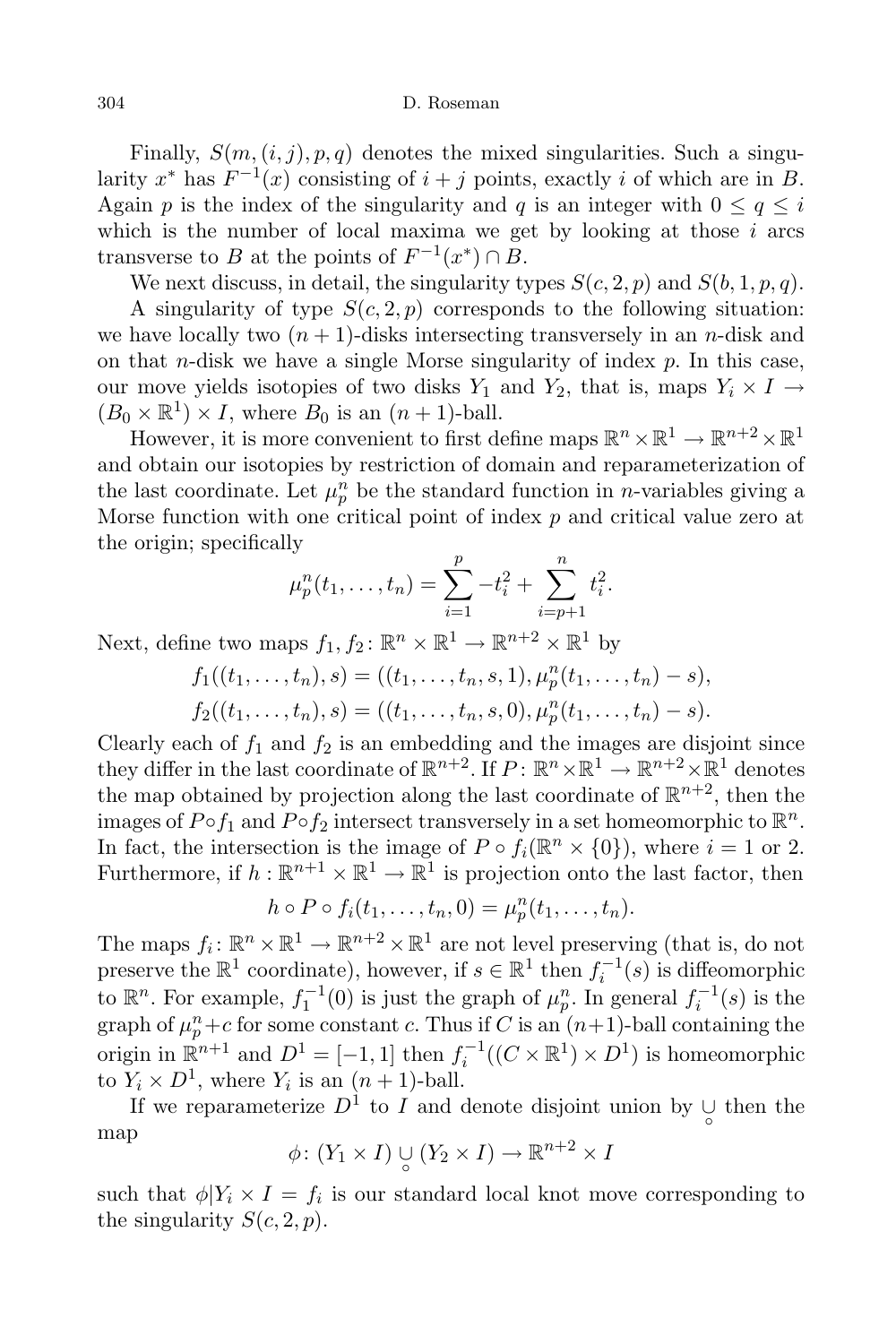Finally, $S(m,(i,j),p,q)$ denotes the mixed singularities. Such a singularity $x^*$ has $F^{-1}(x)$ consisting of $i+j$ points, exactly $i$ of which are in $B$. Again $p$ is the index of the singularity and $q$ is an integer with $0 \leq q \leq i$ which is the number of local maxima we get by looking at those $i$ arcs transverse to $B$ at the points of $F^{-1}(x^*) \cap B$.

We next discuss, in detail, the singularity types $S(c,2,p)$ and $S(b,1,p,q)$.

A singularity of type $S(c,2,p)$ corresponds to the following situation: we have locally two $(n+1)$-disks intersecting transversely in an $n$-disk and on that $n$-disk we have a single Morse singularity of index $p$. In this case, our move yields isotopies of two disks $Y_1$ and $Y_2$, that is, maps $Y_i \times I \to (B_0 \times \mathbb{R}^1) \times I$, where $B_0$ is an $(n+1)$-ball.

However, it is more convenient to first define maps $\mathbb{R}^n \times \mathbb{R}^1 \to \mathbb{R}^{n+2} \times \mathbb{R}^1$ and obtain our isotopies by restriction of domain and reparameterization of the last coordinate. Let $\mu_p^n$ be the standard function in $n$-variables giving a Morse function with one critical point of index $p$ and critical value zero at the origin; specifically

$$\mu_p^n(t_1, \ldots, t_n) = \sum_{i=1}^{p} -t_i^2 + \sum_{i=p+1}^{n} t_i^2.$$

Next, define two maps $f_1, f_2 \colon \mathbb{R}^n \times \mathbb{R}^1 \to \mathbb{R}^{n+2} \times \mathbb{R}^1$ by

$$f_1((t_1, \ldots, t_n), s) = ((t_1, \ldots, t_n, s, 1), \mu_p^n(t_1, \ldots, t_n) - s),$$
$$f_2((t_1, \ldots, t_n), s) = ((t_1, \ldots, t_n, s, 0), \mu_p^n(t_1, \ldots, t_n) - s).$$

Clearly each of $f_1$ and $f_2$ is an embedding and the images are disjoint since they differ in the last coordinate of $\mathbb{R}^{n+2}$. If $P \colon \mathbb{R}^n \times \mathbb{R}^1 \to \mathbb{R}^{n+2} \times \mathbb{R}^1$ denotes the map obtained by projection along the last coordinate of $\mathbb{R}^{n+2}$, then the images of $P \circ f_1$ and $P \circ f_2$ intersect transversely in a set homeomorphic to $\mathbb{R}^n$. In fact, the intersection is the image of $P \circ f_i(\mathbb{R}^n \times \{0\})$, where $i = 1$ or $2$. Furthermore, if $h : \mathbb{R}^{n+1} \times \mathbb{R}^1 \to \mathbb{R}^1$ is projection onto the last factor, then

$$h \circ P \circ f_i(t_1, \ldots, t_n, 0) = \mu_p^n(t_1, \ldots, t_n).$$

The maps $f_i \colon \mathbb{R}^n \times \mathbb{R}^1 \to \mathbb{R}^{n+2} \times \mathbb{R}^1$ are not level preserving (that is, do not preserve the $\mathbb{R}^1$ coordinate), however, if $s \in \mathbb{R}^1$ then $f_i^{-1}(s)$ is diffeomorphic to $\mathbb{R}^n$. For example, $f_1^{-1}(0)$ is just the graph of $\mu_p^n$. In general $f_i^{-1}(s)$ is the graph of $\mu_p^n + c$ for some constant $c$. Thus if $C$ is an $(n+1)$-ball containing the origin in $\mathbb{R}^{n+1}$ and $D^1 = [-1,1]$ then $f_i^{-1}((C \times \mathbb{R}^1) \times D^1)$ is homeomorphic to $Y_i \times D^1$, where $Y_i$ is an $(n+1)$-ball.

If we reparameterize $D^1$ to $I$ and denote disjoint union by $\underset{\circ}{\cup}$ then the map

$$\phi \colon (Y_1 \times I) \underset{\circ}{\cup} (Y_2 \times I) \to \mathbb{R}^{n+2} \times I$$

such that $\phi | Y_i \times I = f_i$ is our standard local knot move corresponding to the singularity $S(c,2,p)$.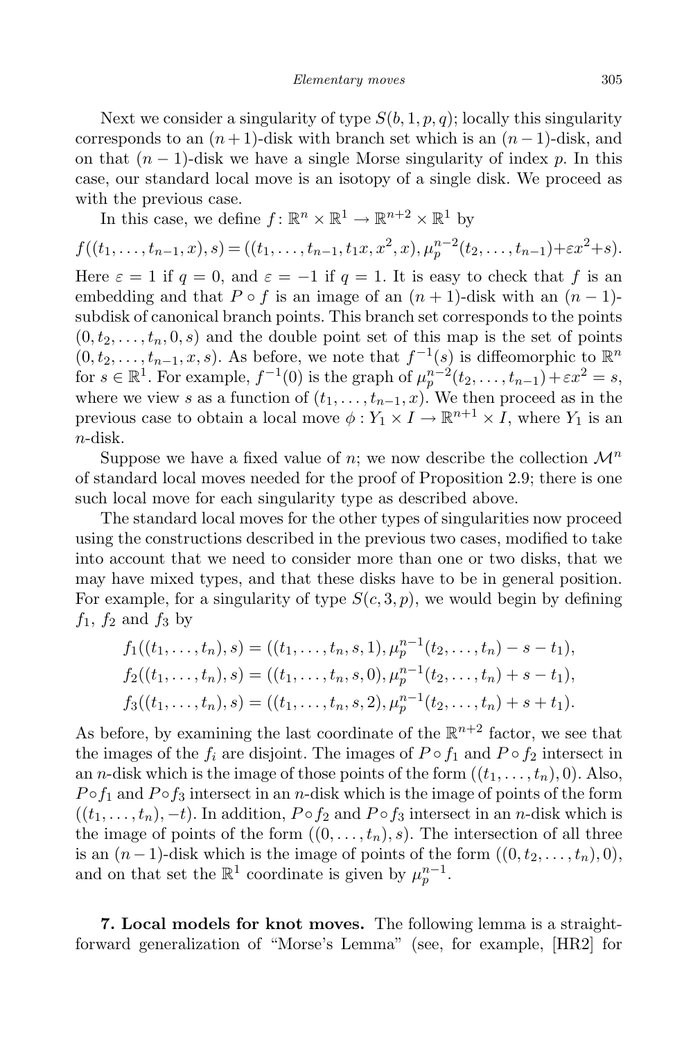Next we consider a singularity of type $S(b, 1, p, q)$; locally this singularity corresponds to an $(n+1)$-disk with branch set which is an $(n-1)$-disk, and on that $(n-1)$-disk we have a single Morse singularity of index $p$. In this case, our standard local move is an isotopy of a single disk. We proceed as with the previous case.

In this case, we define $f\colon \mathbb{R}^n \times \mathbb{R}^1 \to \mathbb{R}^{n+2} \times \mathbb{R}^1$ by

$$f((t_1, \ldots, t_{n-1}, x), s) = ((t_1, \ldots, t_{n-1}, t_1 x, x^2, x), \mu_p^{n-2}(t_2, \ldots, t_{n-1}) + \varepsilon x^2 + s).$$

Here $\varepsilon = 1$ if $q = 0$, and $\varepsilon = -1$ if $q = 1$. It is easy to check that $f$ is an embedding and that $P \circ f$ is an image of an $(n+1)$-disk with an $(n-1)$-subdisk of canonical branch points. This branch set corresponds to the points $(0, t_2, \ldots, t_n, 0, s)$ and the double point set of this map is the set of points $(0, t_2, \ldots, t_{n-1}, x, s)$. As before, we note that $f^{-1}(s)$ is diffeomorphic to $\mathbb{R}^n$ for $s \in \mathbb{R}^1$. For example, $f^{-1}(0)$ is the graph of $\mu_p^{n-2}(t_2, \ldots, t_{n-1}) + \varepsilon x^2 = s$, where we view $s$ as a function of $(t_1, \ldots, t_{n-1}, x)$. We then proceed as in the previous case to obtain a local move $\phi : Y_1 \times I \to \mathbb{R}^{n+1} \times I$, where $Y_1$ is an $n$-disk.

Suppose we have a fixed value of $n$; we now describe the collection $\mathcal{M}^n$ of standard local moves needed for the proof of Proposition 2.9; there is one such local move for each singularity type as described above.

The standard local moves for the other types of singularities now proceed using the constructions described in the previous two cases, modified to take into account that we need to consider more than one or two disks, that we may have mixed types, and that these disks have to be in general position. For example, for a singularity of type $S(c, 3, p)$, we would begin by defining $f_1$, $f_2$ and $f_3$ by

$$\begin{aligned}
f_1((t_1, \ldots, t_n), s) &= ((t_1, \ldots, t_n, s, 1), \mu_p^{n-1}(t_2, \ldots, t_n) - s - t_1),\\
f_2((t_1, \ldots, t_n), s) &= ((t_1, \ldots, t_n, s, 0), \mu_p^{n-1}(t_2, \ldots, t_n) + s - t_1),\\
f_3((t_1, \ldots, t_n), s) &= ((t_1, \ldots, t_n, s, 2), \mu_p^{n-1}(t_2, \ldots, t_n) + s + t_1).
\end{aligned}$$

As before, by examining the last coordinate of the $\mathbb{R}^{n+2}$ factor, we see that the images of the $f_i$ are disjoint. The images of $P \circ f_1$ and $P \circ f_2$ intersect in an $n$-disk which is the image of those points of the form $((t_1, \ldots, t_n), 0)$. Also, $P \circ f_1$ and $P \circ f_3$ intersect in an $n$-disk which is the image of points of the form $((t_1, \ldots, t_n), -t)$. In addition, $P \circ f_2$ and $P \circ f_3$ intersect in an $n$-disk which is the image of points of the form $((0, \ldots, t_n), s)$. The intersection of all three is an $(n-1)$-disk which is the image of points of the form $((0, t_2, \ldots, t_n), 0)$, and on that set the $\mathbb{R}^1$ coordinate is given by $\mu_p^{n-1}$.

**7. Local models for knot moves.** The following lemma is a straightforward generalization of "Morse's Lemma" (see, for example, [HR2] for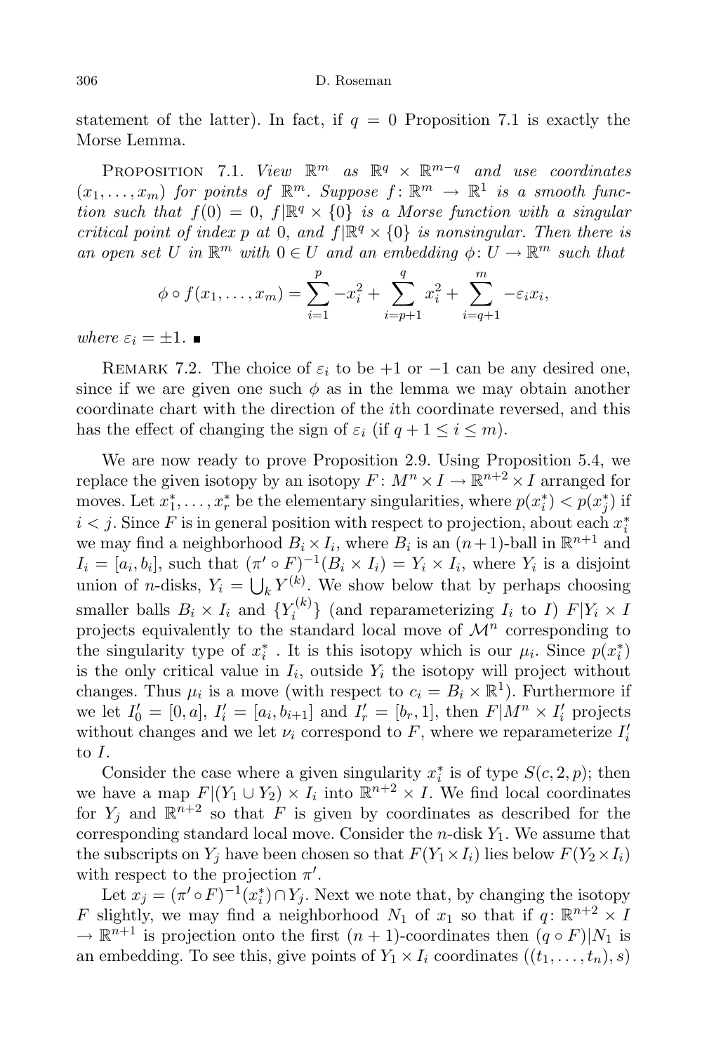statement of the latter). In fact, if $q = 0$ Proposition 7.1 is exactly the Morse Lemma.

Proposition 7.1. *View $\mathbb{R}^m$ as $\mathbb{R}^q \times \mathbb{R}^{m-q}$ and use coordinates $(x_1, \ldots, x_m)$ for points of $\mathbb{R}^m$. Suppose $f\colon \mathbb{R}^m \to \mathbb{R}^1$ is a smooth function such that $f(0) = 0$, $f|\mathbb{R}^q \times \{0\}$ is a Morse function with a singular critical point of index $p$ at $0$, and $f|\mathbb{R}^q \times \{0\}$ is nonsingular. Then there is an open set $U$ in $\mathbb{R}^m$ with $0 \in U$ and an embedding $\phi\colon U \to \mathbb{R}^m$ such that*

$$\phi \circ f(x_1, \ldots, x_m) = \sum_{i=1}^{p} -x_i^2 + \sum_{i=p+1}^{q} x_i^2 + \sum_{i=q+1}^{m} -\varepsilon_i x_i,$$

*where $\varepsilon_i = \pm 1$.* ∎

Remark 7.2. The choice of $\varepsilon_i$ to be $+1$ or $-1$ can be any desired one, since if we are given one such $\phi$ as in the lemma we may obtain another coordinate chart with the direction of the $i$th coordinate reversed, and this has the effect of changing the sign of $\varepsilon_i$ (if $q + 1 \le i \le m$).

We are now ready to prove Proposition 2.9. Using Proposition 5.4, we replace the given isotopy by an isotopy $F\colon M^n \times I \to \mathbb{R}^{n+2} \times I$ arranged for moves. Let $x_1^*, \ldots, x_r^*$ be the elementary singularities, where $p(x_i^*) < p(x_j^*)$ if $i < j$. Since $F$ is in general position with respect to projection, about each $x_i^*$ we may find a neighborhood $B_i \times I_i$, where $B_i$ is an $(n+1)$-ball in $\mathbb{R}^{n+1}$ and $I_i = [a_i, b_i]$, such that $(\pi' \circ F)^{-1}(B_i \times I_i) = Y_i \times I_i$, where $Y_i$ is a disjoint union of $n$-disks, $Y_i = \bigcup_k Y^{(k)}$. We show below that by perhaps choosing smaller balls $B_i \times I_i$ and $\{Y_i^{(k)}\}$ (and reparameterizing $I_i$ to $I$) $F|Y_i \times I$ projects equivalently to the standard local move of $\mathcal{M}^n$ corresponding to the singularity type of $x_i^*$. It is this isotopy which is our $\mu_i$. Since $p(x_i^*)$ is the only critical value in $I_i$, outside $Y_i$ the isotopy will project without changes. Thus $\mu_i$ is a move (with respect to $c_i = B_i \times \mathbb{R}^1$). Furthermore if we let $I_0' = [0, a]$, $I_i' = [a_i, b_{i+1}]$ and $I_r' = [b_r, 1]$, then $F|M^n \times I_i'$ projects without changes and we let $\nu_i$ correspond to $F$, where we reparameterize $I_i'$ to $I$.

Consider the case where a given singularity $x_i^*$ is of type $S(c, 2, p)$; then we have a map $F|(Y_1 \cup Y_2) \times I_i$ into $\mathbb{R}^{n+2} \times I$. We find local coordinates for $Y_j$ and $\mathbb{R}^{n+2}$ so that $F$ is given by coordinates as described for the corresponding standard local move. Consider the $n$-disk $Y_1$. We assume that the subscripts on $Y_j$ have been chosen so that $F(Y_1 \times I_i)$ lies below $F(Y_2 \times I_i)$ with respect to the projection $\pi'$.

Let $x_j = (\pi' \circ F)^{-1}(x_i^*) \cap Y_j$. Next we note that, by changing the isotopy $F$ slightly, we may find a neighborhood $N_1$ of $x_1$ so that if $q\colon \mathbb{R}^{n+2} \times I \to \mathbb{R}^{n+1}$ is projection onto the first $(n+1)$-coordinates then $(q \circ F)|N_1$ is an embedding. To see this, give points of $Y_1 \times I_i$ coordinates $((t_1, \ldots, t_n), s)$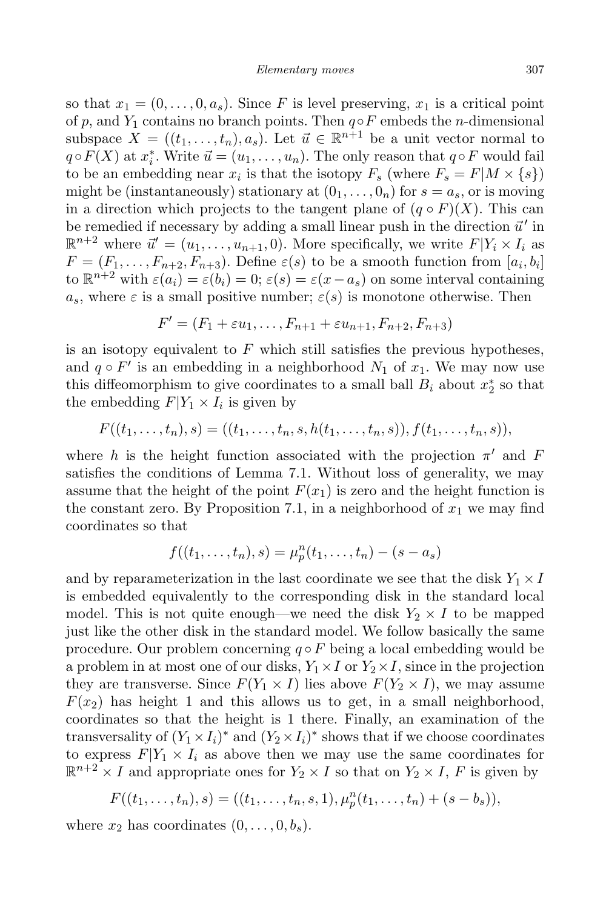so that $x_1 = (0, \ldots, 0, a_s)$. Since $F$ is level preserving, $x_1$ is a critical point of $p$, and $Y_1$ contains no branch points. Then $q \circ F$ embeds the $n$-dimensional subspace $X = ((t_1, \ldots, t_n), a_s)$. Let $\vec{u} \in \mathbb{R}^{n+1}$ be a unit vector normal to $q \circ F(X)$ at $x_i^*$. Write $\vec{u} = (u_1, \ldots, u_n)$. The only reason that $q \circ F$ would fail to be an embedding near $x_i$ is that the isotopy $F_s$ (where $F_s = F|M \times \{s\}$) might be (instantaneously) stationary at $(0_1, \ldots, 0_n)$ for $s = a_s$, or is moving in a direction which projects to the tangent plane of $(q \circ F)(X)$. This can be remedied if necessary by adding a small linear push in the direction $\vec{u}'$ in $\mathbb{R}^{n+2}$ where $\vec{u}' = (u_1, \ldots, u_{n+1}, 0)$. More specifically, we write $F|Y_i \times I_i$ as $F = (F_1, \ldots, F_{n+2}, F_{n+3})$. Define $\varepsilon(s)$ to be a smooth function from $[a_i, b_i]$ to $\mathbb{R}^{n+2}$ with $\varepsilon(a_i) = \varepsilon(b_i) = 0$; $\varepsilon(s) = \varepsilon(x - a_s)$ on some interval containing $a_s$, where $\varepsilon$ is a small positive number; $\varepsilon(s)$ is monotone otherwise. Then

$$F' = (F_1 + \varepsilon u_1, \ldots, F_{n+1} + \varepsilon u_{n+1}, F_{n+2}, F_{n+3})$$

is an isotopy equivalent to $F$ which still satisfies the previous hypotheses, and $q \circ F'$ is an embedding in a neighborhood $N_1$ of $x_1$. We may now use this diffeomorphism to give coordinates to a small ball $B_i$ about $x_2^*$ so that the embedding $F|Y_1 \times I_i$ is given by

$$F((t_1, \ldots, t_n), s) = ((t_1, \ldots, t_n, s, h(t_1, \ldots, t_n, s)), f(t_1, \ldots, t_n, s)),$$

where $h$ is the height function associated with the projection $\pi'$ and $F$ satisfies the conditions of Lemma 7.1. Without loss of generality, we may assume that the height of the point $F(x_1)$ is zero and the height function is the constant zero. By Proposition 7.1, in a neighborhood of $x_1$ we may find coordinates so that

$$f((t_1, \ldots, t_n), s) = \mu_p^n(t_1, \ldots, t_n) - (s - a_s)$$

and by reparameterization in the last coordinate we see that the disk $Y_1 \times I$ is embedded equivalently to the corresponding disk in the standard local model. This is not quite enough—we need the disk $Y_2 \times I$ to be mapped just like the other disk in the standard model. We follow basically the same procedure. Our problem concerning $q \circ F$ being a local embedding would be a problem in at most one of our disks, $Y_1 \times I$ or $Y_2 \times I$, since in the projection they are transverse. Since $F(Y_1 \times I)$ lies above $F(Y_2 \times I)$, we may assume $F(x_2)$ has height 1 and this allows us to get, in a small neighborhood, coordinates so that the height is 1 there. Finally, an examination of the transversality of $(Y_1 \times I_i)^*$ and $(Y_2 \times I_i)^*$ shows that if we choose coordinates to express $F|Y_1 \times I_i$ as above then we may use the same coordinates for $\mathbb{R}^{n+2} \times I$ and appropriate ones for $Y_2 \times I$ so that on $Y_2 \times I$, $F$ is given by

$$F((t_1, \ldots, t_n), s) = ((t_1, \ldots, t_n, s, 1), \mu_p^n(t_1, \ldots, t_n) + (s - b_s)),$$

where $x_2$ has coordinates $(0, \ldots, 0, b_s)$.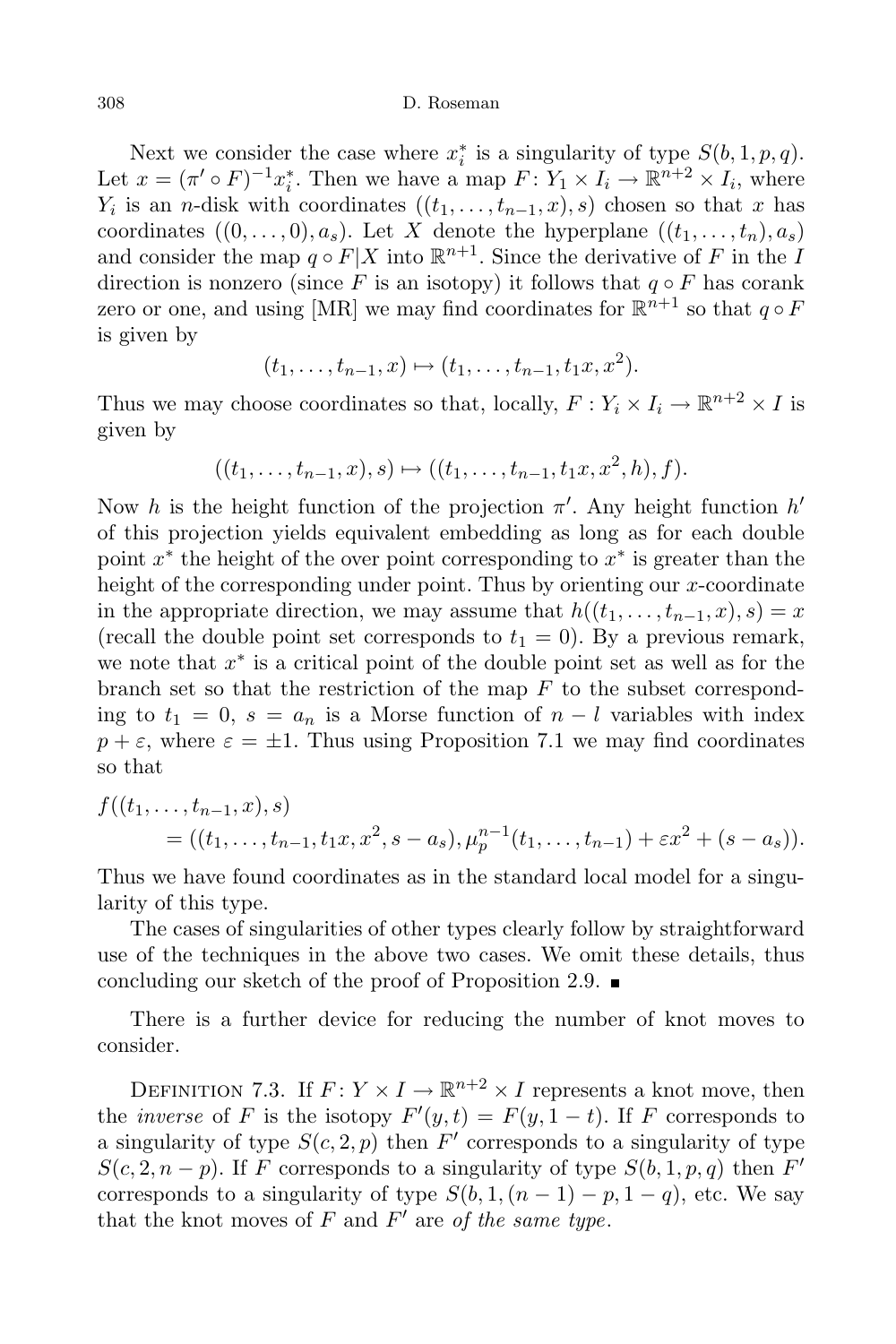Next we consider the case where $x_i^*$ is a singularity of type $S(b,1,p,q)$. Let $x = (\pi' \circ F)^{-1} x_i^*$. Then we have a map $F\colon Y_1 \times I_i \to \mathbb{R}^{n+2} \times I_i$, where $Y_i$ is an $n$-disk with coordinates $((t_1, \ldots, t_{n-1}, x), s)$ chosen so that $x$ has coordinates $((0, \ldots, 0), a_s)$. Let $X$ denote the hyperplane $((t_1, \ldots, t_n), a_s)$ and consider the map $q \circ F|X$ into $\mathbb{R}^{n+1}$. Since the derivative of $F$ in the $I$ direction is nonzero (since $F$ is an isotopy) it follows that $q \circ F$ has corank zero or one, and using [MR] we may find coordinates for $\mathbb{R}^{n+1}$ so that $q \circ F$ is given by

$$(t_1, \ldots, t_{n-1}, x) \mapsto (t_1, \ldots, t_{n-1}, t_1 x, x^2).$$

Thus we may choose coordinates so that, locally, $F : Y_i \times I_i \to \mathbb{R}^{n+2} \times I$ is given by

$$((t_1, \ldots, t_{n-1}, x), s) \mapsto ((t_1, \ldots, t_{n-1}, t_1 x, x^2, h), f).$$

Now $h$ is the height function of the projection $\pi'$. Any height function $h'$ of this projection yields equivalent embedding as long as for each double point $x^*$ the height of the over point corresponding to $x^*$ is greater than the height of the corresponding under point. Thus by orienting our $x$-coordinate in the appropriate direction, we may assume that $h((t_1, \ldots, t_{n-1}, x), s) = x$ (recall the double point set corresponds to $t_1 = 0$). By a previous remark, we note that $x^*$ is a critical point of the double point set as well as for the branch set so that the restriction of the map $F$ to the subset corresponding to $t_1 = 0$, $s = a_n$ is a Morse function of $n - l$ variables with index $p + \varepsilon$, where $\varepsilon = \pm 1$. Thus using Proposition 7.1 we may find coordinates so that

$$\begin{aligned} &f((t_1, \ldots, t_{n-1}, x), s) \\ &\qquad = ((t_1, \ldots, t_{n-1}, t_1 x, x^2, s - a_s), \mu_p^{n-1}(t_1, \ldots, t_{n-1}) + \varepsilon x^2 + (s - a_s)). \end{aligned}$$

Thus we have found coordinates as in the standard local model for a singularity of this type.

The cases of singularities of other types clearly follow by straightforward use of the techniques in the above two cases. We omit these details, thus concluding our sketch of the proof of Proposition 2.9. ■

There is a further device for reducing the number of knot moves to consider.

DEFINITION 7.3. If $F\colon Y \times I \to \mathbb{R}^{n+2} \times I$ represents a knot move, then the *inverse* of $F$ is the isotopy $F'(y,t) = F(y, 1-t)$. If $F$ corresponds to a singularity of type $S(c,2,p)$ then $F'$ corresponds to a singularity of type $S(c,2,n-p)$. If $F$ corresponds to a singularity of type $S(b,1,p,q)$ then $F'$ corresponds to a singularity of type $S(b,1,(n-1)-p,1-q)$, etc. We say that the knot moves of $F$ and $F'$ are *of the same type*.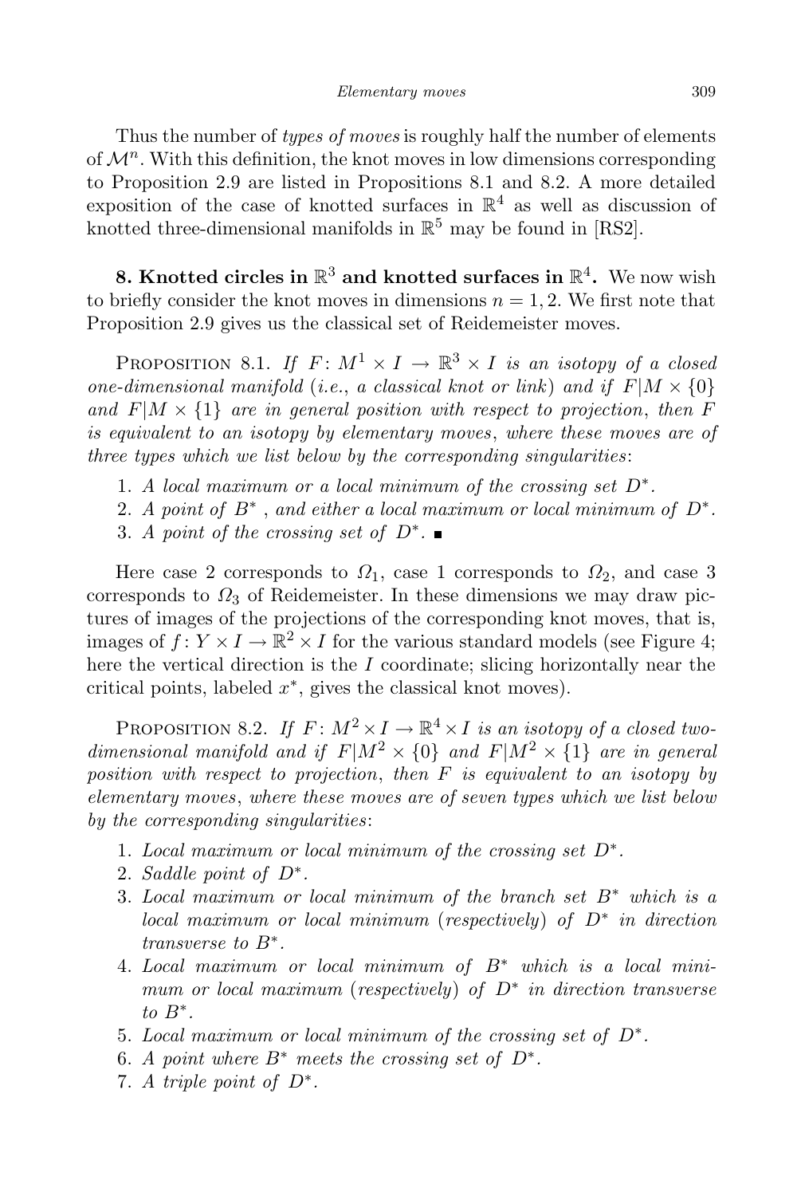Thus the number of *types of moves* is roughly half the number of elements of $\mathcal{M}^n$. With this definition, the knot moves in low dimensions corresponding to Proposition 2.9 are listed in Propositions 8.1 and 8.2. A more detailed exposition of the case of knotted surfaces in $\mathbb{R}^4$ as well as discussion of knotted three-dimensional manifolds in $\mathbb{R}^5$ may be found in [RS2].

**8. Knotted circles in $\mathbb{R}^3$ and knotted surfaces in $\mathbb{R}^4$.** We now wish to briefly consider the knot moves in dimensions $n = 1, 2$. We first note that Proposition 2.9 gives us the classical set of Reidemeister moves.

PROPOSITION 8.1. *If $F\colon M^1 \times I \to \mathbb{R}^3 \times I$ is an isotopy of a closed one-dimensional manifold (i.e., a classical knot or link) and if $F|M \times \{0\}$ and $F|M \times \{1\}$ are in general position with respect to projection, then $F$ is equivalent to an isotopy by elementary moves, where these moves are of three types which we list below by the corresponding singularities*:

1. *A local maximum or a local minimum of the crossing set $D^*$.*
2. *A point of $B^*$, and either a local maximum or local minimum of $D^*$.*
3. *A point of the crossing set of $D^*$.* ∎

Here case 2 corresponds to $\Omega_1$, case 1 corresponds to $\Omega_2$, and case 3 corresponds to $\Omega_3$ of Reidemeister. In these dimensions we may draw pictures of images of the projections of the corresponding knot moves, that is, images of $f\colon Y \times I \to \mathbb{R}^2 \times I$ for the various standard models (see Figure 4; here the vertical direction is the $I$ coordinate; slicing horizontally near the critical points, labeled $x^*$, gives the classical knot moves).

PROPOSITION 8.2. *If $F\colon M^2 \times I \to \mathbb{R}^4 \times I$ is an isotopy of a closed two-dimensional manifold and if $F|M^2 \times \{0\}$ and $F|M^2 \times \{1\}$ are in general position with respect to projection, then $F$ is equivalent to an isotopy by elementary moves, where these moves are of seven types which we list below by the corresponding singularities*:

1. *Local maximum or local minimum of the crossing set $D^*$.*
2. *Saddle point of $D^*$.*
3. *Local maximum or local minimum of the branch set $B^*$ which is a local maximum or local minimum (respectively) of $D^*$ in direction transverse to $B^*$.*
4. *Local maximum or local minimum of $B^*$ which is a local minimum or local maximum (respectively) of $D^*$ in direction transverse to $B^*$.*
5. *Local maximum or local minimum of the crossing set of $D^*$.*
6. *A point where $B^*$ meets the crossing set of $D^*$.*
7. *A triple point of $D^*$.*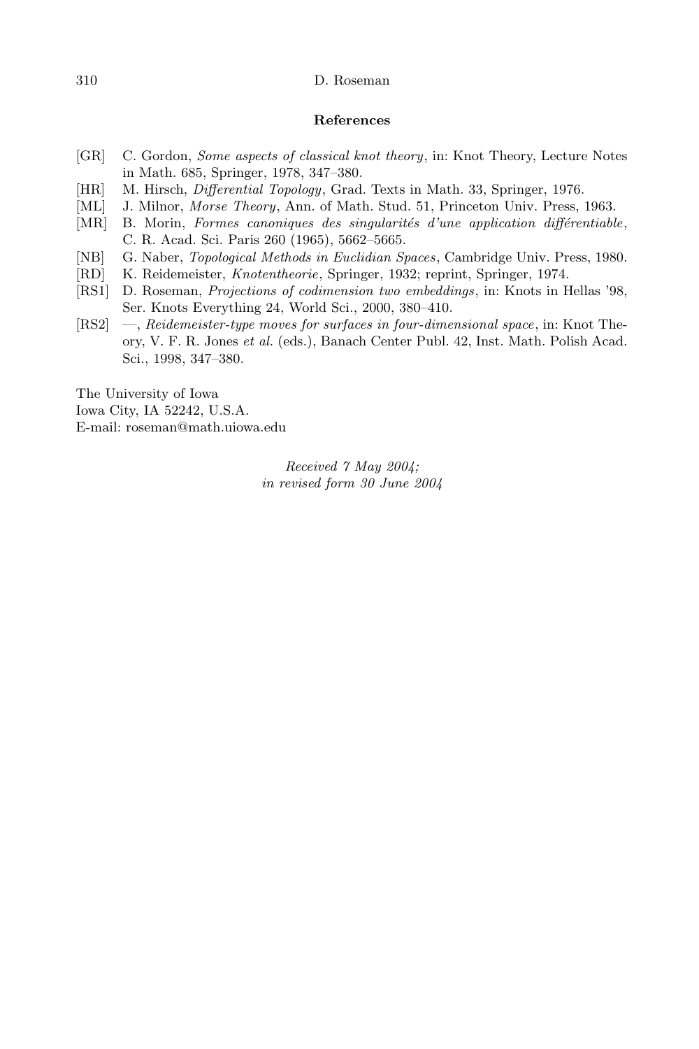## References

[GR] C. Gordon, *Some aspects of classical knot theory*, in: Knot Theory, Lecture Notes in Math. 685, Springer, 1978, 347–380.

[HR] M. Hirsch, *Differential Topology*, Grad. Texts in Math. 33, Springer, 1976.

[ML] J. Milnor, *Morse Theory*, Ann. of Math. Stud. 51, Princeton Univ. Press, 1963.

[MR] B. Morin, *Formes canoniques des singularités d'une application différentiable*, C. R. Acad. Sci. Paris 260 (1965), 5662–5665.

[NB] G. Naber, *Topological Methods in Euclidian Spaces*, Cambridge Univ. Press, 1980.

[RD] K. Reidemeister, *Knotentheorie*, Springer, 1932; reprint, Springer, 1974.

[RS1] D. Roseman, *Projections of codimension two embeddings*, in: Knots in Hellas '98, Ser. Knots Everything 24, World Sci., 2000, 380–410.

[RS2] —, *Reidemeister-type moves for surfaces in four-dimensional space*, in: Knot Theory, V. F. R. Jones *et al.* (eds.), Banach Center Publ. 42, Inst. Math. Polish Acad. Sci., 1998, 347–380.

The University of Iowa
Iowa City, IA 52242, U.S.A.
E-mail: roseman@math.uiowa.edu

*Received 7 May 2004;*
*in revised form 30 June 2004*